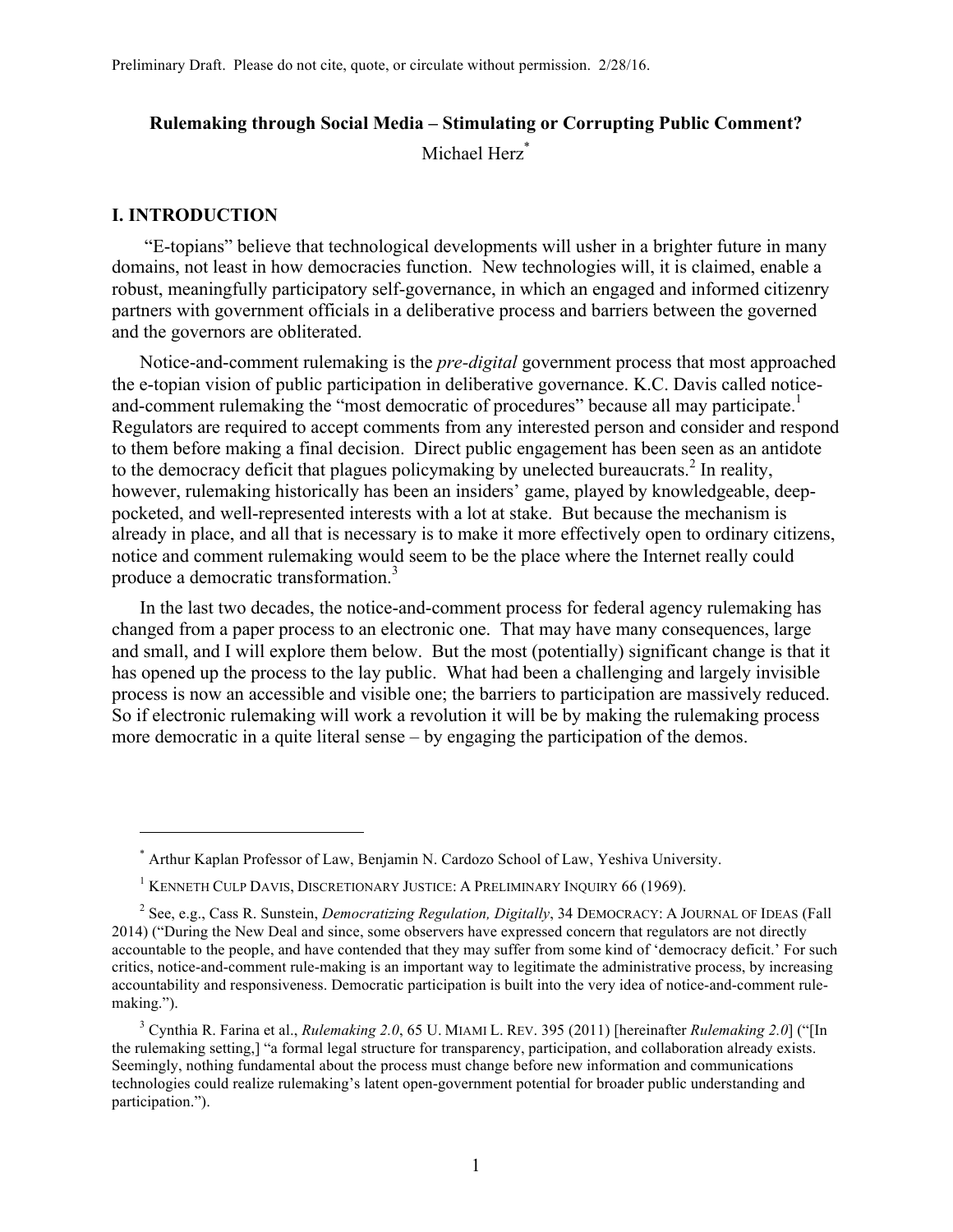Preliminary Draft. Please do not cite, quote, or circulate without permission. 2/28/16.

# Rulemaking through Social Media – Stimulating or Corrupting Public Comment?

Michael Herz*

## I. INTRODUCTION

"E-topians" believe that technological developments will usher in a brighter future in many domains, not least in how democracies function. New technologies will, it is claimed, enable a robust, meaningfully participatory self-governance, in which an engaged and informed citizenry partners with government officials in a deliberative process and barriers between the governed and the governors are obliterated.

Notice-and-comment rulemaking is the *pre-digital* government process that most approached the e-topian vision of public participation in deliberative governance. K.C. Davis called notice-and-comment rulemaking the "most democratic of procedures" because all may participate.[1] Regulators are required to accept comments from any interested person and consider and respond to them before making a final decision. Direct public engagement has been seen as an antidote to the democracy deficit that plagues policymaking by unelected bureaucrats.[2] In reality, however, rulemaking historically has been an insiders' game, played by knowledgeable, deep-pocketed, and well-represented interests with a lot at stake. But because the mechanism is already in place, and all that is necessary is to make it more effectively open to ordinary citizens, notice and comment rulemaking would seem to be the place where the Internet really could produce a democratic transformation.[3]

In the last two decades, the notice-and-comment process for federal agency rulemaking has changed from a paper process to an electronic one. That may have many consequences, large and small, and I will explore them below. But the most (potentially) significant change is that it has opened up the process to the lay public. What had been a challenging and largely invisible process is now an accessible and visible one; the barriers to participation are massively reduced. So if electronic rulemaking will work a revolution it will be by making the rulemaking process more democratic in a quite literal sense – by engaging the participation of the demos.

---

* Arthur Kaplan Professor of Law, Benjamin N. Cardozo School of Law, Yeshiva University.

[1] KENNETH CULP DAVIS, DISCRETIONARY JUSTICE: A PRELIMINARY INQUIRY 66 (1969).

[2] See, e.g., Cass R. Sunstein, *Democratizing Regulation, Digitally*, 34 DEMOCRACY: A JOURNAL OF IDEAS (Fall 2014) ("During the New Deal and since, some observers have expressed concern that regulators are not directly accountable to the people, and have contended that they may suffer from some kind of 'democracy deficit.' For such critics, notice-and-comment rule-making is an important way to legitimate the administrative process, by increasing accountability and responsiveness. Democratic participation is built into the very idea of notice-and-comment rule-making.").

[3] Cynthia R. Farina et al., *Rulemaking 2.0*, 65 U. MIAMI L. REV. 395 (2011) [hereinafter *Rulemaking 2.0*] ("[In the rulemaking setting,] "a formal legal structure for transparency, participation, and collaboration already exists. Seemingly, nothing fundamental about the process must change before new information and communications technologies could realize rulemaking's latent open-government potential for broader public understanding and participation.").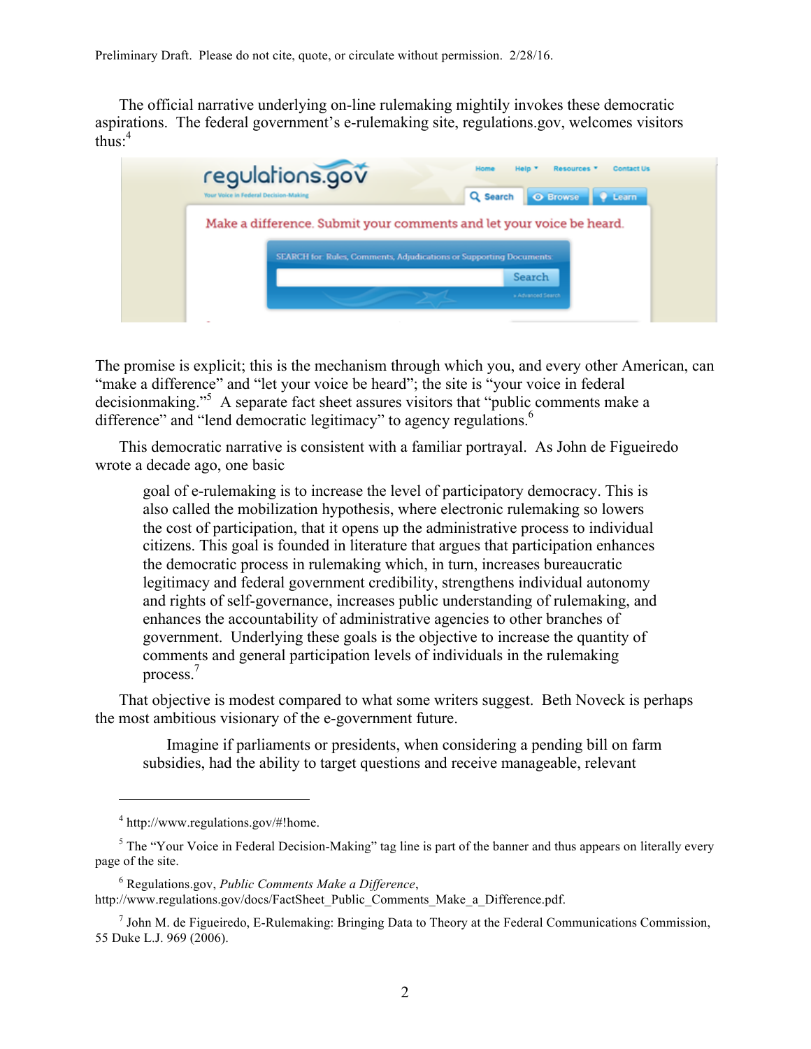The official narrative underlying on-line rulemaking mightily invokes these democratic aspirations. The federal government's e-rulemaking site, regulations.gov, welcomes visitors thus:[4]

The promise is explicit; this is the mechanism through which you, and every other American, can "make a difference" and "let your voice be heard"; the site is "your voice in federal decisionmaking."[5] A separate fact sheet assures visitors that "public comments make a difference" and "lend democratic legitimacy" to agency regulations.[6]

This democratic narrative is consistent with a familiar portrayal. As John de Figueiredo wrote a decade ago, one basic

> goal of e-rulemaking is to increase the level of participatory democracy. This is also called the mobilization hypothesis, where electronic rulemaking so lowers the cost of participation, that it opens up the administrative process to individual citizens. This goal is founded in literature that argues that participation enhances the democratic process in rulemaking which, in turn, increases bureaucratic legitimacy and federal government credibility, strengthens individual autonomy and rights of self-governance, increases public understanding of rulemaking, and enhances the accountability of administrative agencies to other branches of government. Underlying these goals is the objective to increase the quantity of comments and general participation levels of individuals in the rulemaking process.[7]

That objective is modest compared to what some writers suggest. Beth Noveck is perhaps the most ambitious visionary of the e-government future.

> Imagine if parliaments or presidents, when considering a pending bill on farm subsidies, had the ability to target questions and receive manageable, relevant

---

[4] http://www.regulations.gov/#!home.

[5] The "Your Voice in Federal Decision-Making" tag line is part of the banner and thus appears on literally every page of the site.

[6] Regulations.gov, *Public Comments Make a Difference*, http://www.regulations.gov/docs/FactSheet_Public_Comments_Make_a_Difference.pdf.

[7] John M. de Figueiredo, E-Rulemaking: Bringing Data to Theory at the Federal Communications Commission, 55 Duke L.J. 969 (2006).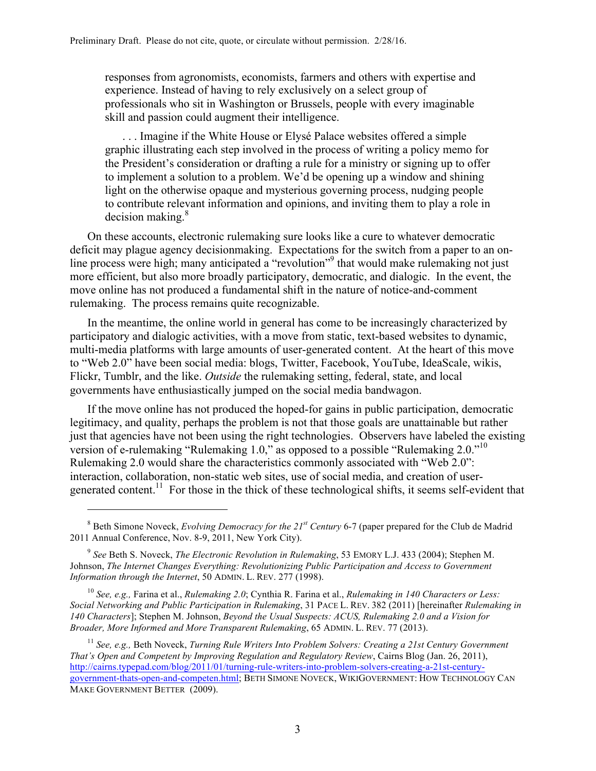> responses from agronomists, economists, farmers and others with expertise and experience. Instead of having to rely exclusively on a select group of professionals who sit in Washington or Brussels, people with every imaginable skill and passion could augment their intelligence.
>
> . . . Imagine if the White House or Elysé Palace websites offered a simple graphic illustrating each step involved in the process of writing a policy memo for the President's consideration or drafting a rule for a ministry or signing up to offer to implement a solution to a problem. We'd be opening up a window and shining light on the otherwise opaque and mysterious governing process, nudging people to contribute relevant information and opinions, and inviting them to play a role in decision making.[8]

On these accounts, electronic rulemaking sure looks like a cure to whatever democratic deficit may plague agency decisionmaking. Expectations for the switch from a paper to an on-line process were high; many anticipated a "revolution"[9] that would make rulemaking not just more efficient, but also more broadly participatory, democratic, and dialogic. In the event, the move online has not produced a fundamental shift in the nature of notice-and-comment rulemaking. The process remains quite recognizable.

In the meantime, the online world in general has come to be increasingly characterized by participatory and dialogic activities, with a move from static, text-based websites to dynamic, multi-media platforms with large amounts of user-generated content. At the heart of this move to "Web 2.0" have been social media: blogs, Twitter, Facebook, YouTube, IdeaScale, wikis, Flickr, Tumblr, and the like. *Outside* the rulemaking setting, federal, state, and local governments have enthusiastically jumped on the social media bandwagon.

If the move online has not produced the hoped-for gains in public participation, democratic legitimacy, and quality, perhaps the problem is not that those goals are unattainable but rather just that agencies have not been using the right technologies. Observers have labeled the existing version of e-rulemaking "Rulemaking 1.0," as opposed to a possible "Rulemaking 2.0."[10] Rulemaking 2.0 would share the characteristics commonly associated with "Web 2.0": interaction, collaboration, non-static web sites, use of social media, and creation of user-generated content.[11] For those in the thick of these technological shifts, it seems self-evident that

---

[8] Beth Simone Noveck, *Evolving Democracy for the 21st Century* 6-7 (paper prepared for the Club de Madrid 2011 Annual Conference, Nov. 8-9, 2011, New York City).

[9] *See* Beth S. Noveck, *The Electronic Revolution in Rulemaking*, 53 EMORY L.J. 433 (2004); Stephen M. Johnson, *The Internet Changes Everything: Revolutionizing Public Participation and Access to Government Information through the Internet*, 50 ADMIN. L. REV. 277 (1998).

[10] *See, e.g.,* Farina et al., *Rulemaking 2.0*; Cynthia R. Farina et al., *Rulemaking in 140 Characters or Less: Social Networking and Public Participation in Rulemaking*, 31 PACE L. REV. 382 (2011) [hereinafter *Rulemaking in 140 Characters*]; Stephen M. Johnson, *Beyond the Usual Suspects: ACUS, Rulemaking 2.0 and a Vision for Broader, More Informed and More Transparent Rulemaking*, 65 ADMIN. L. REV. 77 (2013).

[11] *See, e.g.,* Beth Noveck, *Turning Rule Writers Into Problem Solvers: Creating a 21st Century Government That's Open and Competent by Improving Regulation and Regulatory Review*, Cairns Blog (Jan. 26, 2011), http://cairns.typepad.com/blog/2011/01/turning-rule-writers-into-problem-solvers-creating-a-21st-century-government-thats-open-and-competen.html; BETH SIMONE NOVECK, WIKIGOVERNMENT: HOW TECHNOLOGY CAN MAKE GOVERNMENT BETTER (2009).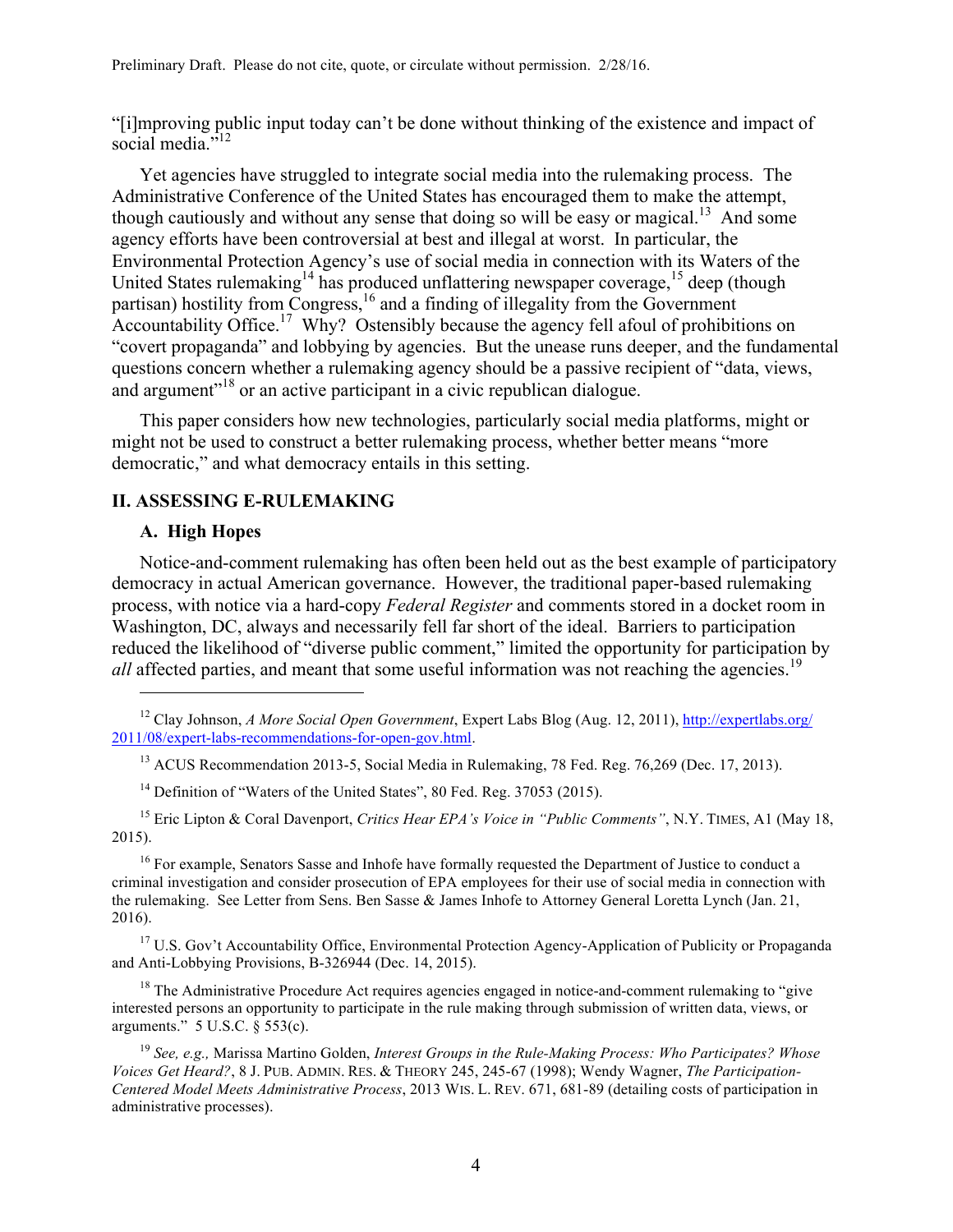"[i]mproving public input today can't be done without thinking of the existence and impact of social media."[12]

Yet agencies have struggled to integrate social media into the rulemaking process. The Administrative Conference of the United States has encouraged them to make the attempt, though cautiously and without any sense that doing so will be easy or magical.[13] And some agency efforts have been controversial at best and illegal at worst. In particular, the Environmental Protection Agency's use of social media in connection with its Waters of the United States rulemaking[14] has produced unflattering newspaper coverage,[15] deep (though partisan) hostility from Congress,[16] and a finding of illegality from the Government Accountability Office.[17] Why? Ostensibly because the agency fell afoul of prohibitions on "covert propaganda" and lobbying by agencies. But the unease runs deeper, and the fundamental questions concern whether a rulemaking agency should be a passive recipient of "data, views, and argument"[18] or an active participant in a civic republican dialogue.

This paper considers how new technologies, particularly social media platforms, might or might not be used to construct a better rulemaking process, whether better means "more democratic," and what democracy entails in this setting.

## II. ASSESSING E-RULEMAKING

### A. High Hopes

Notice-and-comment rulemaking has often been held out as the best example of participatory democracy in actual American governance. However, the traditional paper-based rulemaking process, with notice via a hard-copy *Federal Register* and comments stored in a docket room in Washington, DC, always and necessarily fell far short of the ideal. Barriers to participation reduced the likelihood of "diverse public comment," limited the opportunity for participation by *all* affected parties, and meant that some useful information was not reaching the agencies.[19]

---

[12] Clay Johnson, *A More Social Open Government*, Expert Labs Blog (Aug. 12, 2011), http://expertlabs.org/2011/08/expert-labs-recommendations-for-open-gov.html.

[13] ACUS Recommendation 2013-5, Social Media in Rulemaking, 78 Fed. Reg. 76,269 (Dec. 17, 2013).

[14] Definition of "Waters of the United States", 80 Fed. Reg. 37053 (2015).

[15] Eric Lipton & Coral Davenport, *Critics Hear EPA's Voice in "Public Comments"*, N.Y. TIMES, A1 (May 18, 2015).

[16] For example, Senators Sasse and Inhofe have formally requested the Department of Justice to conduct a criminal investigation and consider prosecution of EPA employees for their use of social media in connection with the rulemaking. See Letter from Sens. Ben Sasse & James Inhofe to Attorney General Loretta Lynch (Jan. 21, 2016).

[17] U.S. Gov't Accountability Office, Environmental Protection Agency-Application of Publicity or Propaganda and Anti-Lobbying Provisions, B-326944 (Dec. 14, 2015).

[18] The Administrative Procedure Act requires agencies engaged in notice-and-comment rulemaking to "give interested persons an opportunity to participate in the rule making through submission of written data, views, or arguments." 5 U.S.C. § 553(c).

[19] *See, e.g.,* Marissa Martino Golden, *Interest Groups in the Rule-Making Process: Who Participates? Whose Voices Get Heard?*, 8 J. PUB. ADMIN. RES. & THEORY 245, 245-67 (1998); Wendy Wagner, *The Participation-Centered Model Meets Administrative Process*, 2013 WIS. L. REV. 671, 681-89 (detailing costs of participation in administrative processes).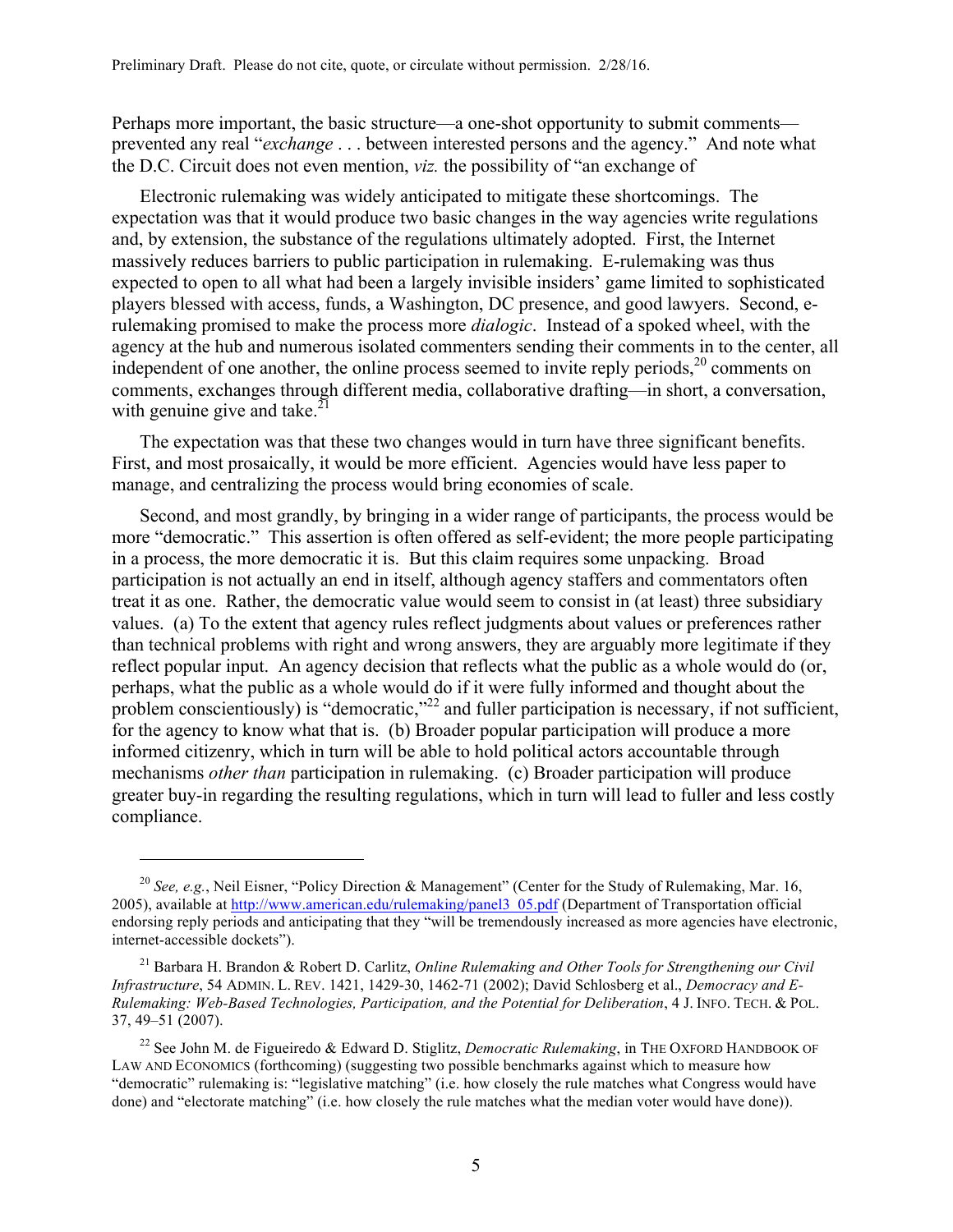Perhaps more important, the basic structure—a one-shot opportunity to submit comments—prevented any real "*exchange* . . . between interested persons and the agency." And note what the D.C. Circuit does not even mention, *viz.* the possibility of "an exchange of

Electronic rulemaking was widely anticipated to mitigate these shortcomings. The expectation was that it would produce two basic changes in the way agencies write regulations and, by extension, the substance of the regulations ultimately adopted. First, the Internet massively reduces barriers to public participation in rulemaking. E-rulemaking was thus expected to open to all what had been a largely invisible insiders' game limited to sophisticated players blessed with access, funds, a Washington, DC presence, and good lawyers. Second, e-rulemaking promised to make the process more *dialogic*. Instead of a spoked wheel, with the agency at the hub and numerous isolated commenters sending their comments in to the center, all independent of one another, the online process seemed to invite reply periods,[20] comments on comments, exchanges through different media, collaborative drafting—in short, a conversation, with genuine give and take.[21]

The expectation was that these two changes would in turn have three significant benefits. First, and most prosaically, it would be more efficient. Agencies would have less paper to manage, and centralizing the process would bring economies of scale.

Second, and most grandly, by bringing in a wider range of participants, the process would be more "democratic." This assertion is often offered as self-evident; the more people participating in a process, the more democratic it is. But this claim requires some unpacking. Broad participation is not actually an end in itself, although agency staffers and commentators often treat it as one. Rather, the democratic value would seem to consist in (at least) three subsidiary values. (a) To the extent that agency rules reflect judgments about values or preferences rather than technical problems with right and wrong answers, they are arguably more legitimate if they reflect popular input. An agency decision that reflects what the public as a whole would do (or, perhaps, what the public as a whole would do if it were fully informed and thought about the problem conscientiously) is "democratic,"[22] and fuller participation is necessary, if not sufficient, for the agency to know what that is. (b) Broader popular participation will produce a more informed citizenry, which in turn will be able to hold political actors accountable through mechanisms *other than* participation in rulemaking. (c) Broader participation will produce greater buy-in regarding the resulting regulations, which in turn will lead to fuller and less costly compliance.

---

[20] *See, e.g.*, Neil Eisner, "Policy Direction & Management" (Center for the Study of Rulemaking, Mar. 16, 2005), available at http://www.american.edu/rulemaking/panel3_05.pdf (Department of Transportation official endorsing reply periods and anticipating that they "will be tremendously increased as more agencies have electronic, internet-accessible dockets").

[21] Barbara H. Brandon & Robert D. Carlitz, *Online Rulemaking and Other Tools for Strengthening our Civil Infrastructure*, 54 ADMIN. L. REV. 1421, 1429-30, 1462-71 (2002); David Schlosberg et al., *Democracy and E-Rulemaking: Web-Based Technologies, Participation, and the Potential for Deliberation*, 4 J. INFO. TECH. & POL. 37, 49–51 (2007).

[22] See John M. de Figueiredo & Edward D. Stiglitz, *Democratic Rulemaking*, in THE OXFORD HANDBOOK OF LAW AND ECONOMICS (forthcoming) (suggesting two possible benchmarks against which to measure how "democratic" rulemaking is: "legislative matching" (i.e. how closely the rule matches what Congress would have done) and "electorate matching" (i.e. how closely the rule matches what the median voter would have done)).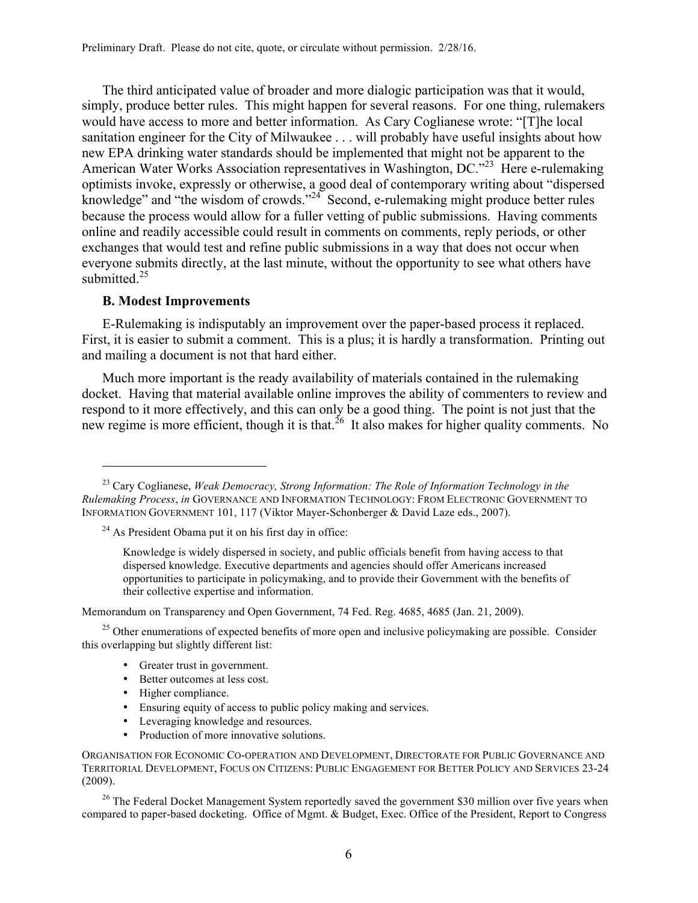The third anticipated value of broader and more dialogic participation was that it would, simply, produce better rules. This might happen for several reasons. For one thing, rulemakers would have access to more and better information. As Cary Coglianese wrote: "[T]he local sanitation engineer for the City of Milwaukee . . . will probably have useful insights about how new EPA drinking water standards should be implemented that might not be apparent to the American Water Works Association representatives in Washington, DC."[23] Here e-rulemaking optimists invoke, expressly or otherwise, a good deal of contemporary writing about "dispersed knowledge" and "the wisdom of crowds."[24] Second, e-rulemaking might produce better rules because the process would allow for a fuller vetting of public submissions. Having comments online and readily accessible could result in comments on comments, reply periods, or other exchanges that would test and refine public submissions in a way that does not occur when everyone submits directly, at the last minute, without the opportunity to see what others have submitted.[25]

### B. Modest Improvements

E-Rulemaking is indisputably an improvement over the paper-based process it replaced. First, it is easier to submit a comment. This is a plus; it is hardly a transformation. Printing out and mailing a document is not that hard either.

Much more important is the ready availability of materials contained in the rulemaking docket. Having that material available online improves the ability of commenters to review and respond to it more effectively, and this can only be a good thing. The point is not just that the new regime is more efficient, though it is that.[26] It also makes for higher quality comments. No

---

[23] Cary Coglianese, *Weak Democracy, Strong Information: The Role of Information Technology in the Rulemaking Process*, *in* GOVERNANCE AND INFORMATION TECHNOLOGY: FROM ELECTRONIC GOVERNMENT TO INFORMATION GOVERNMENT 101, 117 (Viktor Mayer-Schonberger & David Laze eds., 2007).

[24] As President Obama put it on his first day in office:

> Knowledge is widely dispersed in society, and public officials benefit from having access to that dispersed knowledge. Executive departments and agencies should offer Americans increased opportunities to participate in policymaking, and to provide their Government with the benefits of their collective expertise and information.

Memorandum on Transparency and Open Government, 74 Fed. Reg. 4685, 4685 (Jan. 21, 2009).

[25] Other enumerations of expected benefits of more open and inclusive policymaking are possible. Consider this overlapping but slightly different list:

- Greater trust in government.
- Better outcomes at less cost.
- Higher compliance.
- Ensuring equity of access to public policy making and services.
- Leveraging knowledge and resources.
- Production of more innovative solutions.

ORGANISATION FOR ECONOMIC CO-OPERATION AND DEVELOPMENT, DIRECTORATE FOR PUBLIC GOVERNANCE AND TERRITORIAL DEVELOPMENT, FOCUS ON CITIZENS: PUBLIC ENGAGEMENT FOR BETTER POLICY AND SERVICES 23-24 (2009).

[26] The Federal Docket Management System reportedly saved the government $30 million over five years when compared to paper-based docketing. Office of Mgmt. & Budget, Exec. Office of the President, Report to Congress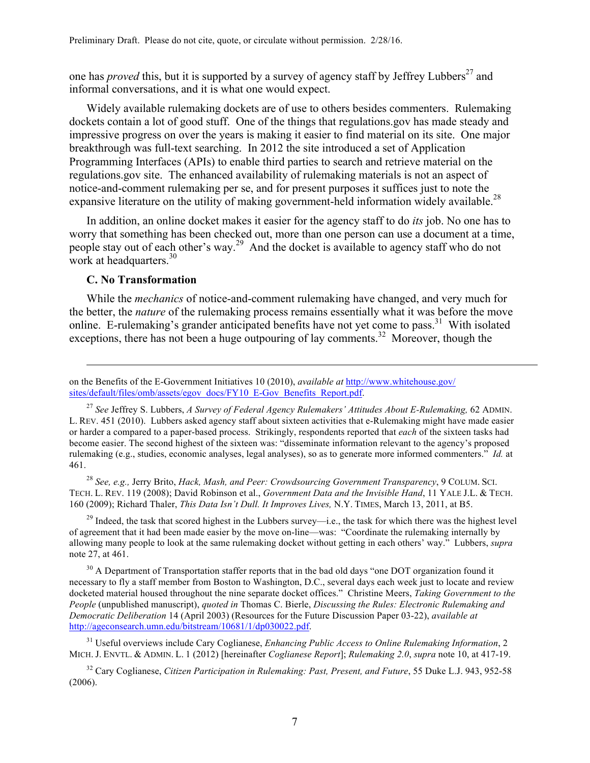one has *proved* this, but it is supported by a survey of agency staff by Jeffrey Lubbers[27] and informal conversations, and it is what one would expect.

Widely available rulemaking dockets are of use to others besides commenters. Rulemaking dockets contain a lot of good stuff. One of the things that regulations.gov has made steady and impressive progress on over the years is making it easier to find material on its site. One major breakthrough was full-text searching. In 2012 the site introduced a set of Application Programming Interfaces (APIs) to enable third parties to search and retrieve material on the regulations.gov site. The enhanced availability of rulemaking materials is not an aspect of notice-and-comment rulemaking per se, and for present purposes it suffices just to note the expansive literature on the utility of making government-held information widely available.[28]

In addition, an online docket makes it easier for the agency staff to do *its* job. No one has to worry that something has been checked out, more than one person can use a document at a time, people stay out of each other's way.[29] And the docket is available to agency staff who do not work at headquarters.[30]

### C. No Transformation

While the *mechanics* of notice-and-comment rulemaking have changed, and very much for the better, the *nature* of the rulemaking process remains essentially what it was before the move online. E-rulemaking's grander anticipated benefits have not yet come to pass.[31] With isolated exceptions, there has not been a huge outpouring of lay comments.[32] Moreover, though the

---

on the Benefits of the E-Government Initiatives 10 (2010), *available at* http://www.whitehouse.gov/sites/default/files/omb/assets/egov_docs/FY10_E-Gov_Benefits_Report.pdf.

[27] *See* Jeffrey S. Lubbers, *A Survey of Federal Agency Rulemakers' Attitudes About E-Rulemaking,* 62 ADMIN. L. REV. 451 (2010). Lubbers asked agency staff about sixteen activities that e-Rulemaking might have made easier or harder a compared to a paper-based process. Strikingly, respondents reported that *each* of the sixteen tasks had become easier. The second highest of the sixteen was: "disseminate information relevant to the agency's proposed rulemaking (e.g., studies, economic analyses, legal analyses), so as to generate more informed commenters." *Id.* at 461.

[28] *See, e.g.,* Jerry Brito, *Hack, Mash, and Peer: Crowdsourcing Government Transparency*, 9 COLUM. SCI. TECH. L. REV. 119 (2008); David Robinson et al., *Government Data and the Invisible Hand*, 11 YALE J.L. & TECH. 160 (2009); Richard Thaler, *This Data Isn't Dull. It Improves Lives,* N.Y. TIMES, March 13, 2011, at B5.

[29] Indeed, the task that scored highest in the Lubbers survey—i.e., the task for which there was the highest level of agreement that it had been made easier by the move on-line—was: "Coordinate the rulemaking internally by allowing many people to look at the same rulemaking docket without getting in each others' way." Lubbers, *supra* note 27, at 461.

[30] A Department of Transportation staffer reports that in the bad old days "one DOT organization found it necessary to fly a staff member from Boston to Washington, D.C., several days each week just to locate and review docketed material housed throughout the nine separate docket offices." Christine Meers, *Taking Government to the People* (unpublished manuscript), *quoted in* Thomas C. Bierle, *Discussing the Rules: Electronic Rulemaking and Democratic Deliberation* 14 (April 2003) (Resources for the Future Discussion Paper 03-22), *available at* http://ageconsearch.umn.edu/bitstream/10681/1/dp030022.pdf.

[31] Useful overviews include Cary Coglianese, *Enhancing Public Access to Online Rulemaking Information*, 2 MICH. J. ENVTL. & ADMIN. L. 1 (2012) [hereinafter *Coglianese Report*]; *Rulemaking 2.0*, *supra* note 10, at 417-19.

[32] Cary Coglianese, *Citizen Participation in Rulemaking: Past, Present, and Future*, 55 Duke L.J. 943, 952-58 (2006).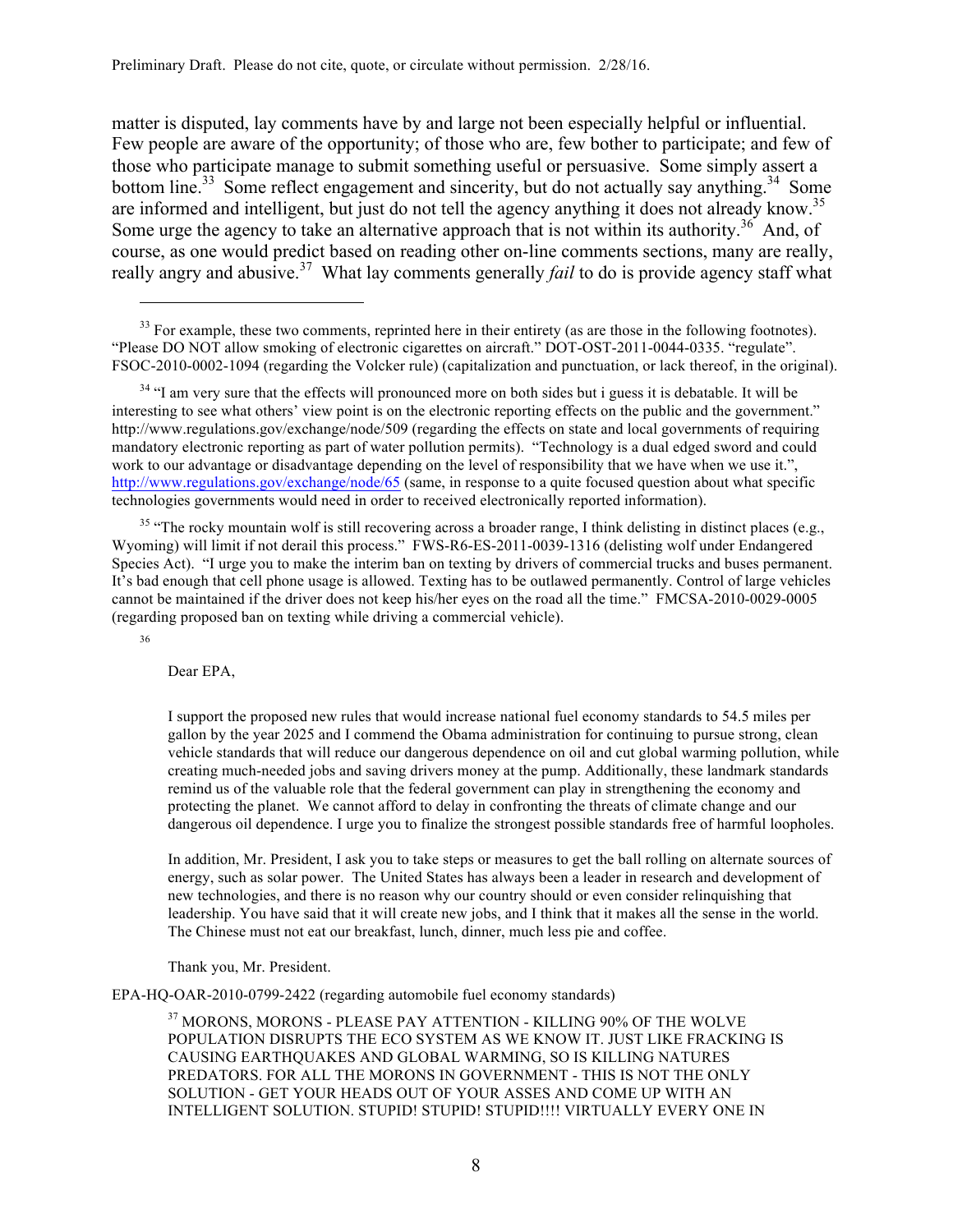matter is disputed, lay comments have by and large not been especially helpful or influential. Few people are aware of the opportunity; of those who are, few bother to participate; and few of those who participate manage to submit something useful or persuasive. Some simply assert a bottom line.[33] Some reflect engagement and sincerity, but do not actually say anything.[34] Some are informed and intelligent, but just do not tell the agency anything it does not already know.[35] Some urge the agency to take an alternative approach that is not within its authority.[36] And, of course, as one would predict based on reading other on-line comments sections, many are really, really angry and abusive.[37] What lay comments generally *fail* to do is provide agency staff what

---

[33] For example, these two comments, reprinted here in their entirety (as are those in the following footnotes). "Please DO NOT allow smoking of electronic cigarettes on aircraft." DOT-OST-2011-0044-0335. "regulate". FSOC-2010-0002-1094 (regarding the Volcker rule) (capitalization and punctuation, or lack thereof, in the original).

[34] "I am very sure that the effects will pronounced more on both sides but i guess it is debatable. It will be interesting to see what others' view point is on the electronic reporting effects on the public and the government." http://www.regulations.gov/exchange/node/509 (regarding the effects on state and local governments of requiring mandatory electronic reporting as part of water pollution permits). "Technology is a dual edged sword and could work to our advantage or disadvantage depending on the level of responsibility that we have when we use it.", http://www.regulations.gov/exchange/node/65 (same, in response to a quite focused question about what specific technologies governments would need in order to received electronically reported information).

[35] "The rocky mountain wolf is still recovering across a broader range, I think delisting in distinct places (e.g., Wyoming) will limit if not derail this process." FWS-R6-ES-2011-0039-1316 (delisting wolf under Endangered Species Act). "I urge you to make the interim ban on texting by drivers of commercial trucks and buses permanent. It's bad enough that cell phone usage is allowed. Texting has to be outlawed permanently. Control of large vehicles cannot be maintained if the driver does not keep his/her eyes on the road all the time." FMCSA-2010-0029-0005 (regarding proposed ban on texting while driving a commercial vehicle).

[36]

> Dear EPA,
>
> I support the proposed new rules that would increase national fuel economy standards to 54.5 miles per gallon by the year 2025 and I commend the Obama administration for continuing to pursue strong, clean vehicle standards that will reduce our dangerous dependence on oil and cut global warming pollution, while creating much-needed jobs and saving drivers money at the pump. Additionally, these landmark standards remind us of the valuable role that the federal government can play in strengthening the economy and protecting the planet. We cannot afford to delay in confronting the threats of climate change and our dangerous oil dependence. I urge you to finalize the strongest possible standards free of harmful loopholes.
>
> In addition, Mr. President, I ask you to take steps or measures to get the ball rolling on alternate sources of energy, such as solar power. The United States has always been a leader in research and development of new technologies, and there is no reason why our country should or even consider relinquishing that leadership. You have said that it will create new jobs, and I think that it makes all the sense in the world. The Chinese must not eat our breakfast, lunch, dinner, much less pie and coffee.
>
> Thank you, Mr. President.

EPA-HQ-OAR-2010-0799-2422 (regarding automobile fuel economy standards)

[37] MORONS, MORONS - PLEASE PAY ATTENTION - KILLING 90% OF THE WOLVE POPULATION DISRUPTS THE ECO SYSTEM AS WE KNOW IT. JUST LIKE FRACKING IS CAUSING EARTHQUAKES AND GLOBAL WARMING, SO IS KILLING NATURES PREDATORS. FOR ALL THE MORONS IN GOVERNMENT - THIS IS NOT THE ONLY SOLUTION - GET YOUR HEADS OUT OF YOUR ASSES AND COME UP WITH AN INTELLIGENT SOLUTION. STUPID! STUPID! STUPID!!!! VIRTUALLY EVERY ONE IN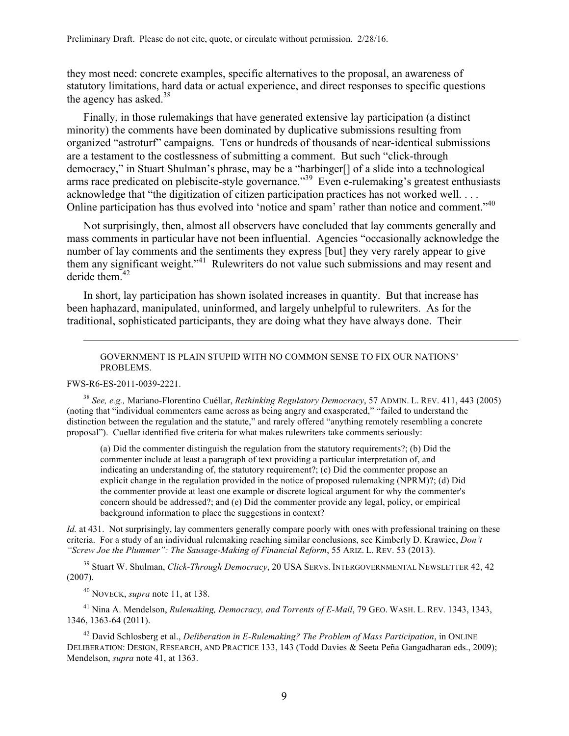they most need: concrete examples, specific alternatives to the proposal, an awareness of statutory limitations, hard data or actual experience, and direct responses to specific questions the agency has asked.[38]

Finally, in those rulemakings that have generated extensive lay participation (a distinct minority) the comments have been dominated by duplicative submissions resulting from organized "astroturf" campaigns. Tens or hundreds of thousands of near-identical submissions are a testament to the costlessness of submitting a comment. But such "click-through democracy," in Stuart Shulman's phrase, may be a "harbinger[] of a slide into a technological arms race predicated on plebiscite-style governance."[39] Even e-rulemaking's greatest enthusiasts acknowledge that "the digitization of citizen participation practices has not worked well. . . . Online participation has thus evolved into 'notice and spam' rather than notice and comment."[40]

Not surprisingly, then, almost all observers have concluded that lay comments generally and mass comments in particular have not been influential. Agencies "occasionally acknowledge the number of lay comments and the sentiments they express [but] they very rarely appear to give them any significant weight."[41] Rulewriters do not value such submissions and may resent and deride them.[42]

In short, lay participation has shown isolated increases in quantity. But that increase has been haphazard, manipulated, uninformed, and largely unhelpful to rulewriters. As for the traditional, sophisticated participants, they are doing what they have always done. Their

---

> GOVERNMENT IS PLAIN STUPID WITH NO COMMON SENSE TO FIX OUR NATIONS' PROBLEMS.

FWS-R6-ES-2011-0039-2221.

[38] *See, e.g.,* Mariano-Florentino Cuéllar, *Rethinking Regulatory Democracy*, 57 ADMIN. L. REV. 411, 443 (2005) (noting that "individual commenters came across as being angry and exasperated," "failed to understand the distinction between the regulation and the statute," and rarely offered "anything remotely resembling a concrete proposal"). Cuellar identified five criteria for what makes rulewriters take comments seriously:

> (a) Did the commenter distinguish the regulation from the statutory requirements?; (b) Did the commenter include at least a paragraph of text providing a particular interpretation of, and indicating an understanding of, the statutory requirement?; (c) Did the commenter propose an explicit change in the regulation provided in the notice of proposed rulemaking (NPRM)?; (d) Did the commenter provide at least one example or discrete logical argument for why the commenter's concern should be addressed?; and (e) Did the commenter provide any legal, policy, or empirical background information to place the suggestions in context?

*Id.* at 431. Not surprisingly, lay commenters generally compare poorly with ones with professional training on these criteria. For a study of an individual rulemaking reaching similar conclusions, see Kimberly D. Krawiec, *Don't "Screw Joe the Plummer": The Sausage-Making of Financial Reform*, 55 ARIZ. L. REV. 53 (2013).

[39] Stuart W. Shulman, *Click-Through Democracy*, 20 USA SERVS. INTERGOVERNMENTAL NEWSLETTER 42, 42 (2007).

[40] NOVECK, *supra* note 11, at 138.

[41] Nina A. Mendelson, *Rulemaking, Democracy, and Torrents of E-Mail*, 79 GEO. WASH. L. REV. 1343, 1343, 1346, 1363-64 (2011).

[42] David Schlosberg et al., *Deliberation in E-Rulemaking? The Problem of Mass Participation*, in ONLINE DELIBERATION: DESIGN, RESEARCH, AND PRACTICE 133, 143 (Todd Davies & Seeta Peña Gangadharan eds., 2009); Mendelson, *supra* note 41, at 1363.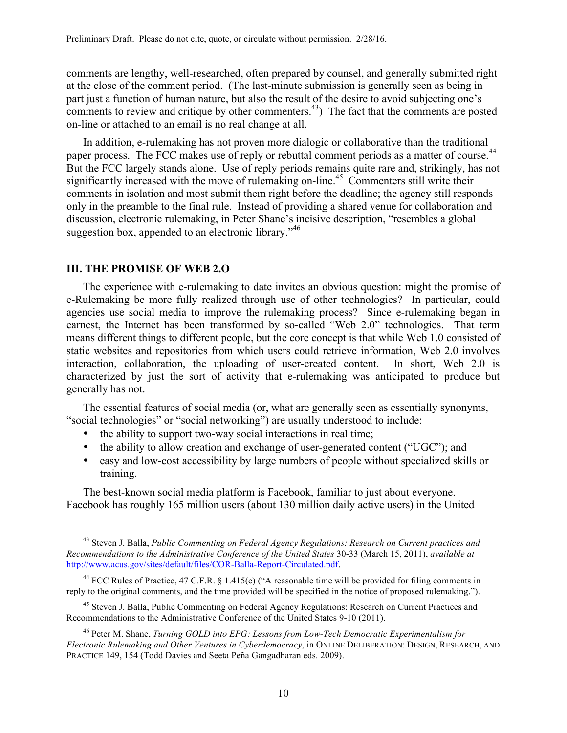comments are lengthy, well-researched, often prepared by counsel, and generally submitted right at the close of the comment period. (The last-minute submission is generally seen as being in part just a function of human nature, but also the result of the desire to avoid subjecting one's comments to review and critique by other commenters.[43]) The fact that the comments are posted on-line or attached to an email is no real change at all.

In addition, e-rulemaking has not proven more dialogic or collaborative than the traditional paper process. The FCC makes use of reply or rebuttal comment periods as a matter of course.[44] But the FCC largely stands alone. Use of reply periods remains quite rare and, strikingly, has not significantly increased with the move of rulemaking on-line.[45] Commenters still write their comments in isolation and most submit them right before the deadline; the agency still responds only in the preamble to the final rule. Instead of providing a shared venue for collaboration and discussion, electronic rulemaking, in Peter Shane's incisive description, "resembles a global suggestion box, appended to an electronic library."[46]

## III. THE PROMISE OF WEB 2.O

The experience with e-rulemaking to date invites an obvious question: might the promise of e-Rulemaking be more fully realized through use of other technologies? In particular, could agencies use social media to improve the rulemaking process? Since e-rulemaking began in earnest, the Internet has been transformed by so-called "Web 2.0" technologies. That term means different things to different people, but the core concept is that while Web 1.0 consisted of static websites and repositories from which users could retrieve information, Web 2.0 involves interaction, collaboration, the uploading of user-created content. In short, Web 2.0 is characterized by just the sort of activity that e-rulemaking was anticipated to produce but generally has not.

The essential features of social media (or, what are generally seen as essentially synonyms, "social technologies" or "social networking") are usually understood to include:

- the ability to support two-way social interactions in real time;
- the ability to allow creation and exchange of user-generated content ("UGC"); and
- easy and low-cost accessibility by large numbers of people without specialized skills or training.

The best-known social media platform is Facebook, familiar to just about everyone. Facebook has roughly 165 million users (about 130 million daily active users) in the United

---

[43] Steven J. Balla, *Public Commenting on Federal Agency Regulations: Research on Current practices and Recommendations to the Administrative Conference of the United States* 30-33 (March 15, 2011), *available at* http://www.acus.gov/sites/default/files/COR-Balla-Report-Circulated.pdf.

[44] FCC Rules of Practice, 47 C.F.R. § 1.415(c) ("A reasonable time will be provided for filing comments in reply to the original comments, and the time provided will be specified in the notice of proposed rulemaking.").

[45] Steven J. Balla, Public Commenting on Federal Agency Regulations: Research on Current Practices and Recommendations to the Administrative Conference of the United States 9-10 (2011).

[46] Peter M. Shane, *Turning GOLD into EPG: Lessons from Low-Tech Democratic Experimentalism for Electronic Rulemaking and Other Ventures in Cyberdemocracy*, in ONLINE DELIBERATION: DESIGN, RESEARCH, AND PRACTICE 149, 154 (Todd Davies and Seeta Peña Gangadharan eds. 2009).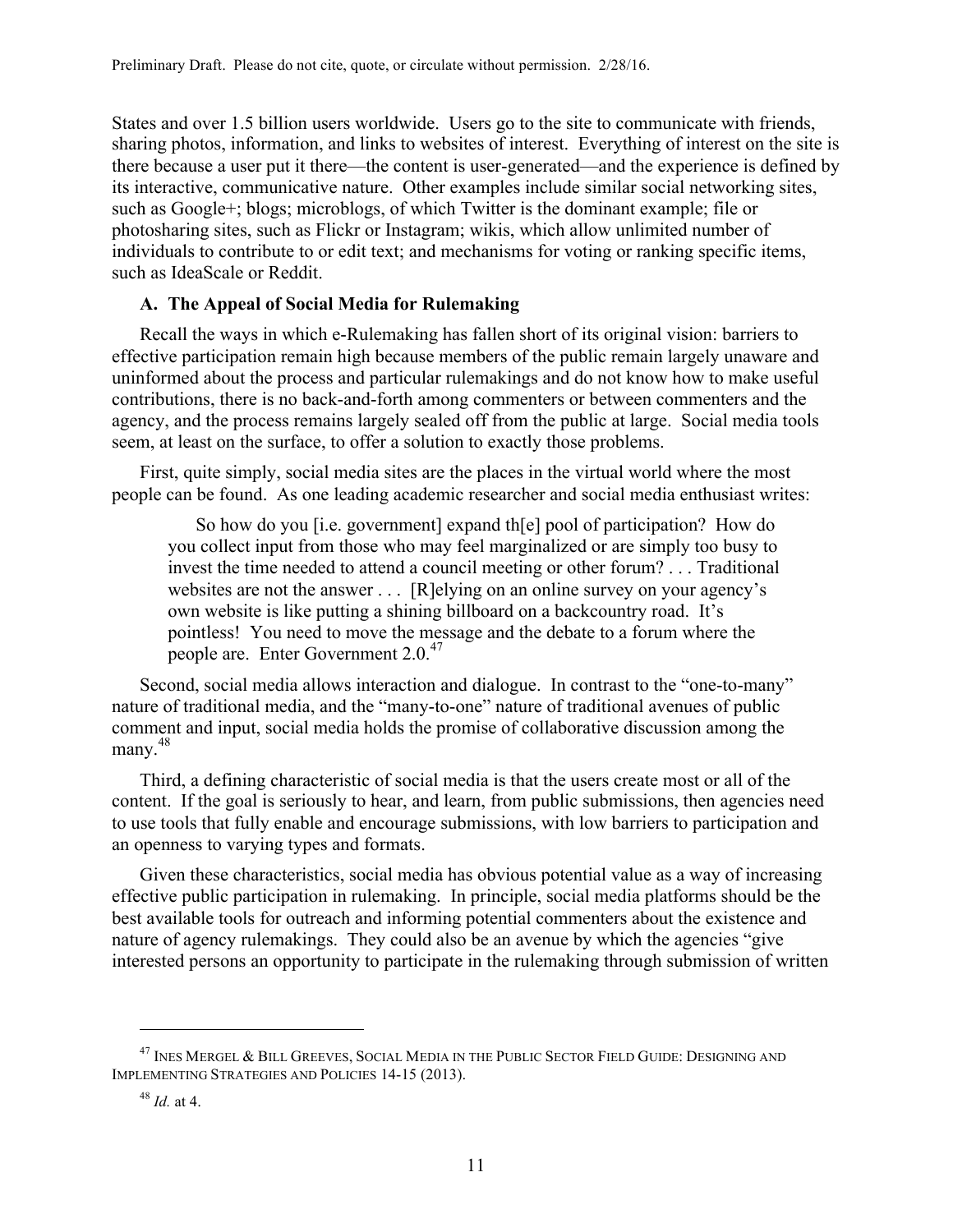States and over 1.5 billion users worldwide. Users go to the site to communicate with friends, sharing photos, information, and links to websites of interest. Everything of interest on the site is there because a user put it there—the content is user-generated—and the experience is defined by its interactive, communicative nature. Other examples include similar social networking sites, such as Google+; blogs; microblogs, of which Twitter is the dominant example; file or photosharing sites, such as Flickr or Instagram; wikis, which allow unlimited number of individuals to contribute to or edit text; and mechanisms for voting or ranking specific items, such as IdeaScale or Reddit.

### A. The Appeal of Social Media for Rulemaking

Recall the ways in which e-Rulemaking has fallen short of its original vision: barriers to effective participation remain high because members of the public remain largely unaware and uninformed about the process and particular rulemakings and do not know how to make useful contributions, there is no back-and-forth among commenters or between commenters and the agency, and the process remains largely sealed off from the public at large. Social media tools seem, at least on the surface, to offer a solution to exactly those problems.

First, quite simply, social media sites are the places in the virtual world where the most people can be found. As one leading academic researcher and social media enthusiast writes:

> So how do you [i.e. government] expand th[e] pool of participation? How do you collect input from those who may feel marginalized or are simply too busy to invest the time needed to attend a council meeting or other forum? . . . Traditional websites are not the answer . . . [R]elying on an online survey on your agency's own website is like putting a shining billboard on a backcountry road. It's pointless! You need to move the message and the debate to a forum where the people are. Enter Government 2.0.[47]

Second, social media allows interaction and dialogue. In contrast to the "one-to-many" nature of traditional media, and the "many-to-one" nature of traditional avenues of public comment and input, social media holds the promise of collaborative discussion among the many.[48]

Third, a defining characteristic of social media is that the users create most or all of the content. If the goal is seriously to hear, and learn, from public submissions, then agencies need to use tools that fully enable and encourage submissions, with low barriers to participation and an openness to varying types and formats.

Given these characteristics, social media has obvious potential value as a way of increasing effective public participation in rulemaking. In principle, social media platforms should be the best available tools for outreach and informing potential commenters about the existence and nature of agency rulemakings. They could also be an avenue by which the agencies "give interested persons an opportunity to participate in the rulemaking through submission of written

---

[47] INES MERGEL & BILL GREEVES, SOCIAL MEDIA IN THE PUBLIC SECTOR FIELD GUIDE: DESIGNING AND IMPLEMENTING STRATEGIES AND POLICIES 14-15 (2013).

[48] *Id.* at 4.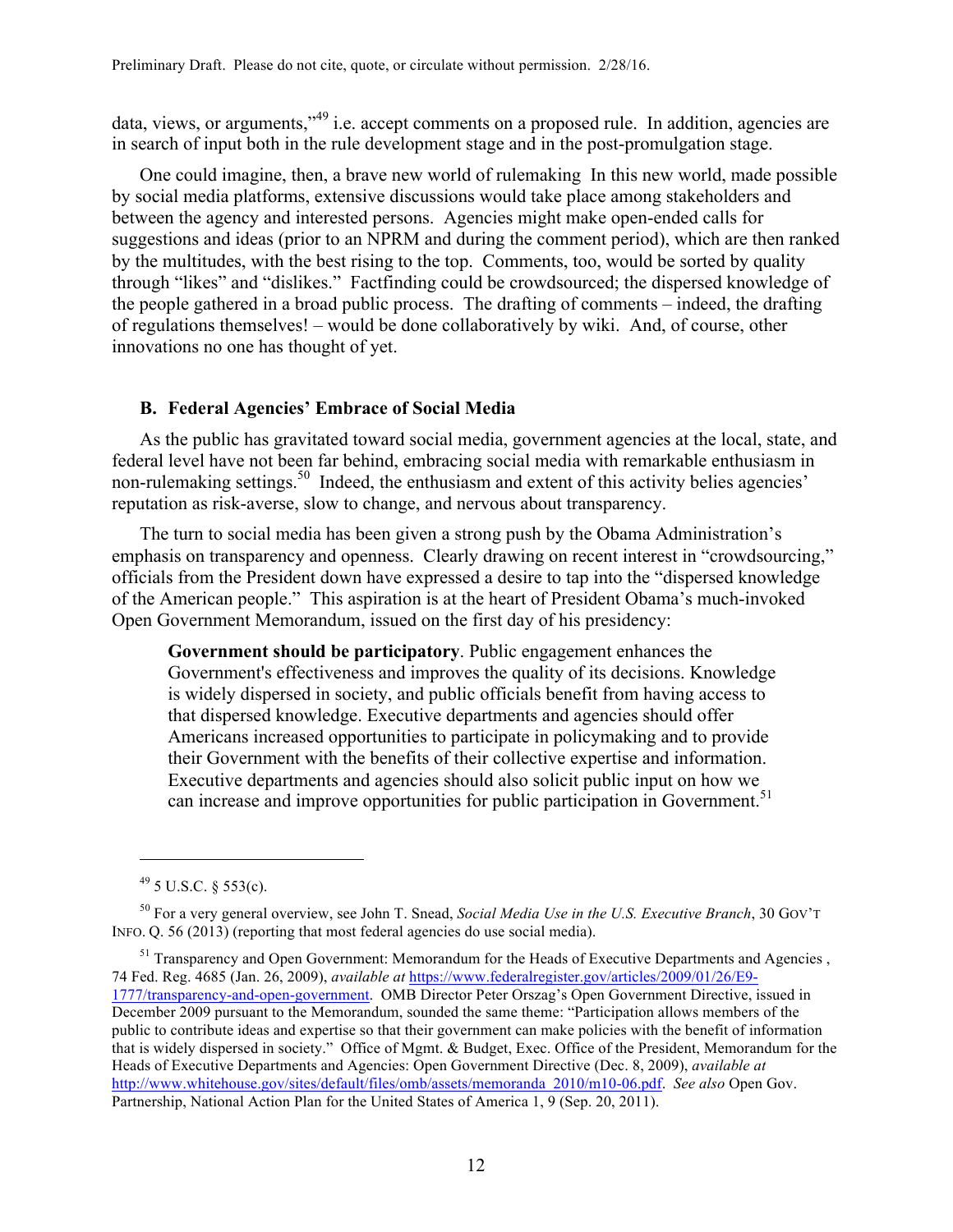data, views, or arguments,"[49] i.e. accept comments on a proposed rule. In addition, agencies are in search of input both in the rule development stage and in the post-promulgation stage.

One could imagine, then, a brave new world of rulemaking In this new world, made possible by social media platforms, extensive discussions would take place among stakeholders and between the agency and interested persons. Agencies might make open-ended calls for suggestions and ideas (prior to an NPRM and during the comment period), which are then ranked by the multitudes, with the best rising to the top. Comments, too, would be sorted by quality through "likes" and "dislikes." Factfinding could be crowdsourced; the dispersed knowledge of the people gathered in a broad public process. The drafting of comments – indeed, the drafting of regulations themselves! – would be done collaboratively by wiki. And, of course, other innovations no one has thought of yet.

### B. Federal Agencies' Embrace of Social Media

As the public has gravitated toward social media, government agencies at the local, state, and federal level have not been far behind, embracing social media with remarkable enthusiasm in non-rulemaking settings.[50] Indeed, the enthusiasm and extent of this activity belies agencies' reputation as risk-averse, slow to change, and nervous about transparency.

The turn to social media has been given a strong push by the Obama Administration's emphasis on transparency and openness. Clearly drawing on recent interest in "crowdsourcing," officials from the President down have expressed a desire to tap into the "dispersed knowledge of the American people." This aspiration is at the heart of President Obama's much-invoked Open Government Memorandum, issued on the first day of his presidency:

> **Government should be participatory**. Public engagement enhances the Government's effectiveness and improves the quality of its decisions. Knowledge is widely dispersed in society, and public officials benefit from having access to that dispersed knowledge. Executive departments and agencies should offer Americans increased opportunities to participate in policymaking and to provide their Government with the benefits of their collective expertise and information. Executive departments and agencies should also solicit public input on how we can increase and improve opportunities for public participation in Government.[51]

---

[49] 5 U.S.C. § 553(c).

[50] For a very general overview, see John T. Snead, *Social Media Use in the U.S. Executive Branch*, 30 GOV'T INFO. Q. 56 (2013) (reporting that most federal agencies do use social media).

[51] Transparency and Open Government: Memorandum for the Heads of Executive Departments and Agencies , 74 Fed. Reg. 4685 (Jan. 26, 2009), *available at* https://www.federalregister.gov/articles/2009/01/26/E9-1777/transparency-and-open-government. OMB Director Peter Orszag's Open Government Directive, issued in December 2009 pursuant to the Memorandum, sounded the same theme: "Participation allows members of the public to contribute ideas and expertise so that their government can make policies with the benefit of information that is widely dispersed in society." Office of Mgmt. & Budget, Exec. Office of the President, Memorandum for the Heads of Executive Departments and Agencies: Open Government Directive (Dec. 8, 2009), *available at* http://www.whitehouse.gov/sites/default/files/omb/assets/memoranda_2010/m10-06.pdf. *See also* Open Gov. Partnership, National Action Plan for the United States of America 1, 9 (Sep. 20, 2011).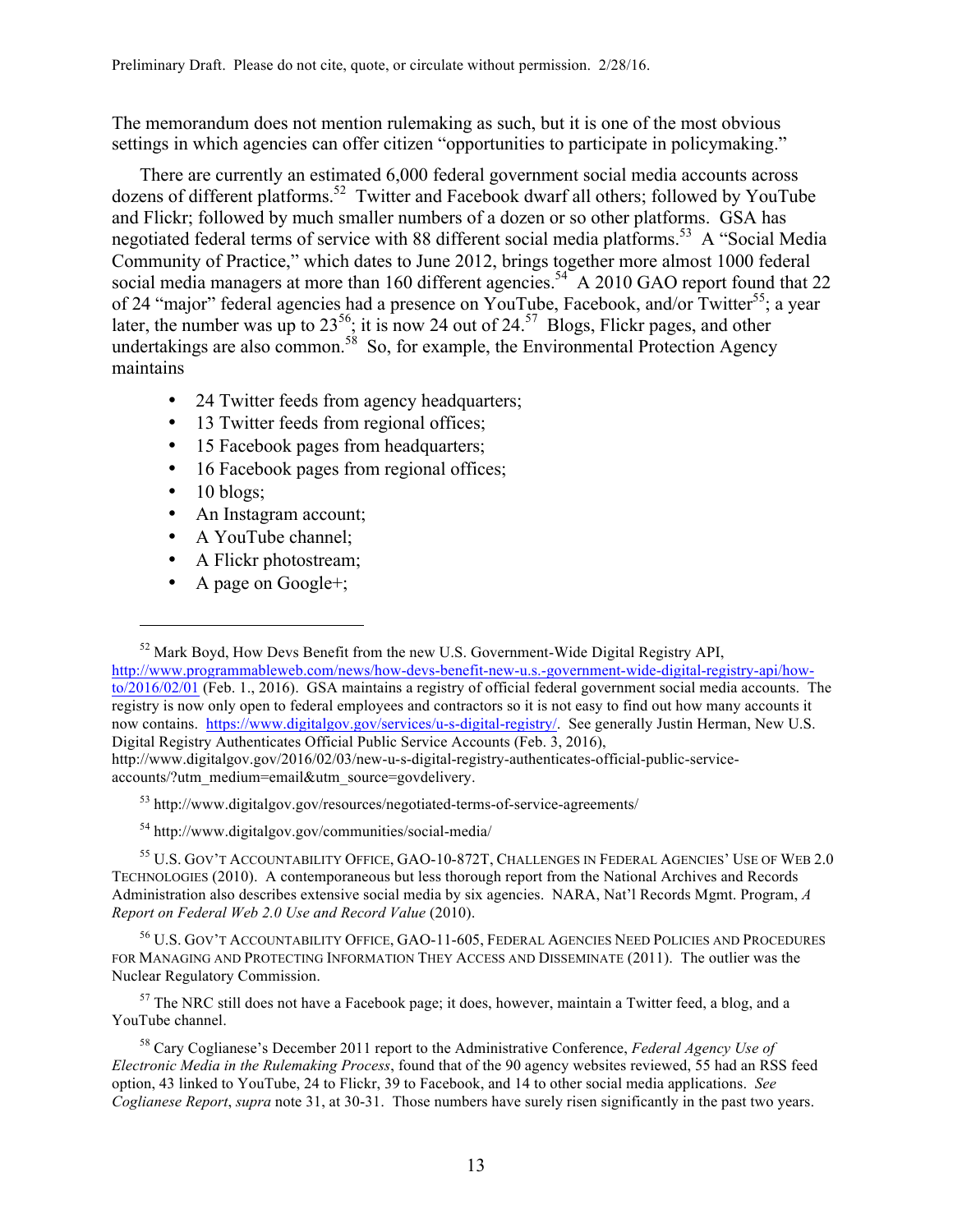The memorandum does not mention rulemaking as such, but it is one of the most obvious settings in which agencies can offer citizen "opportunities to participate in policymaking."

There are currently an estimated 6,000 federal government social media accounts across dozens of different platforms.[52] Twitter and Facebook dwarf all others; followed by YouTube and Flickr; followed by much smaller numbers of a dozen or so other platforms. GSA has negotiated federal terms of service with 88 different social media platforms.[53] A "Social Media Community of Practice," which dates to June 2012, brings together more almost 1000 federal social media managers at more than 160 different agencies.[54] A 2010 GAO report found that 22 of 24 "major" federal agencies had a presence on YouTube, Facebook, and/or Twitter[55]; a year later, the number was up to 23[56]; it is now 24 out of 24.[57] Blogs, Flickr pages, and other undertakings are also common.[58] So, for example, the Environmental Protection Agency maintains

- 24 Twitter feeds from agency headquarters;
- 13 Twitter feeds from regional offices;
- 15 Facebook pages from headquarters;
- 16 Facebook pages from regional offices;
- 10 blogs;
- An Instagram account;
- A YouTube channel;
- A Flickr photostream;
- A page on Google+;

---

[52] Mark Boyd, How Devs Benefit from the new U.S. Government-Wide Digital Registry API, http://www.programmableweb.com/news/how-devs-benefit-new-u.s.-government-wide-digital-registry-api/how-to/2016/02/01 (Feb. 1., 2016). GSA maintains a registry of official federal government social media accounts. The registry is now only open to federal employees and contractors so it is not easy to find out how many accounts it now contains. https://www.digitalgov.gov/services/u-s-digital-registry/. See generally Justin Herman, New U.S. Digital Registry Authenticates Official Public Service Accounts (Feb. 3, 2016), http://www.digitalgov.gov/2016/02/03/new-u-s-digital-registry-authenticates-official-public-service-accounts/?utm_medium=email&utm_source=govdelivery.

[53] http://www.digitalgov.gov/resources/negotiated-terms-of-service-agreements/

[54] http://www.digitalgov.gov/communities/social-media/

[55] U.S. GOV'T ACCOUNTABILITY OFFICE, GAO-10-872T, CHALLENGES IN FEDERAL AGENCIES' USE OF WEB 2.0 TECHNOLOGIES (2010). A contemporaneous but less thorough report from the National Archives and Records Administration also describes extensive social media by six agencies. NARA, Nat'l Records Mgmt. Program, *A Report on Federal Web 2.0 Use and Record Value* (2010).

[56] U.S. GOV'T ACCOUNTABILITY OFFICE, GAO-11-605, FEDERAL AGENCIES NEED POLICIES AND PROCEDURES FOR MANAGING AND PROTECTING INFORMATION THEY ACCESS AND DISSEMINATE (2011). The outlier was the Nuclear Regulatory Commission.

[57] The NRC still does not have a Facebook page; it does, however, maintain a Twitter feed, a blog, and a YouTube channel.

[58] Cary Coglianese's December 2011 report to the Administrative Conference, *Federal Agency Use of Electronic Media in the Rulemaking Process*, found that of the 90 agency websites reviewed, 55 had an RSS feed option, 43 linked to YouTube, 24 to Flickr, 39 to Facebook, and 14 to other social media applications. *See Coglianese Report*, *supra* note 31, at 30-31. Those numbers have surely risen significantly in the past two years.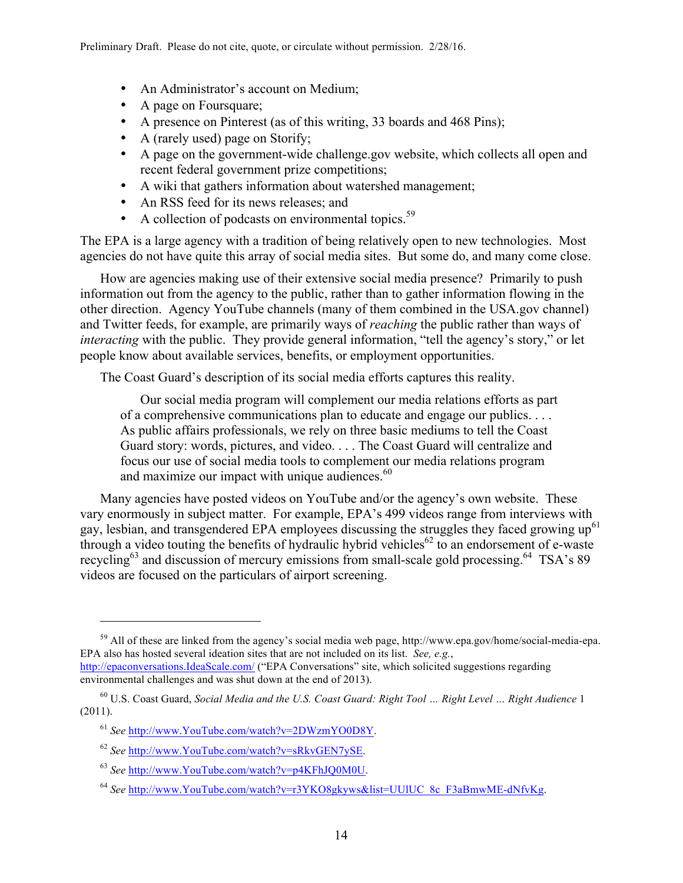- An Administrator's account on Medium;
- A page on Foursquare;
- A presence on Pinterest (as of this writing, 33 boards and 468 Pins);
- A (rarely used) page on Storify;
- A page on the government-wide challenge.gov website, which collects all open and recent federal government prize competitions;
- A wiki that gathers information about watershed management;
- An RSS feed for its news releases; and
- A collection of podcasts on environmental topics.[59]

The EPA is a large agency with a tradition of being relatively open to new technologies. Most agencies do not have quite this array of social media sites. But some do, and many come close.

How are agencies making use of their extensive social media presence? Primarily to push information out from the agency to the public, rather than to gather information flowing in the other direction. Agency YouTube channels (many of them combined in the USA.gov channel) and Twitter feeds, for example, are primarily ways of *reaching* the public rather than ways of *interacting* with the public. They provide general information, "tell the agency's story," or let people know about available services, benefits, or employment opportunities.

The Coast Guard's description of its social media efforts captures this reality.

> Our social media program will complement our media relations efforts as part of a comprehensive communications plan to educate and engage our publics. . . . As public affairs professionals, we rely on three basic mediums to tell the Coast Guard story: words, pictures, and video. . . . The Coast Guard will centralize and focus our use of social media tools to complement our media relations program and maximize our impact with unique audiences.[60]

Many agencies have posted videos on YouTube and/or the agency's own website. These vary enormously in subject matter. For example, EPA's 499 videos range from interviews with gay, lesbian, and transgendered EPA employees discussing the struggles they faced growing up[61] through a video touting the benefits of hydraulic hybrid vehicles[62] to an endorsement of e-waste recycling[63] and discussion of mercury emissions from small-scale gold processing.[64] TSA's 89 videos are focused on the particulars of airport screening.

---

[59] All of these are linked from the agency's social media web page, http://www.epa.gov/home/social-media-epa. EPA also has hosted several ideation sites that are not included on its list. *See, e.g.*, http://epaconversations.IdeaScale.com/ ("EPA Conversations" site, which solicited suggestions regarding environmental challenges and was shut down at the end of 2013).

[60] U.S. Coast Guard, *Social Media and the U.S. Coast Guard: Right Tool … Right Level … Right Audience* 1 (2011).

[61] *See* http://www.YouTube.com/watch?v=2DWzmYO0D8Y.

[62] *See* http://www.YouTube.com/watch?v=sRkvGEN7ySE.

[63] *See* http://www.YouTube.com/watch?v=p4KFhJQ0M0U.

[64] *See* http://www.YouTube.com/watch?v=r3YKO8gkyws&list=UUlUC_8c_F3aBmwME-dNfvKg.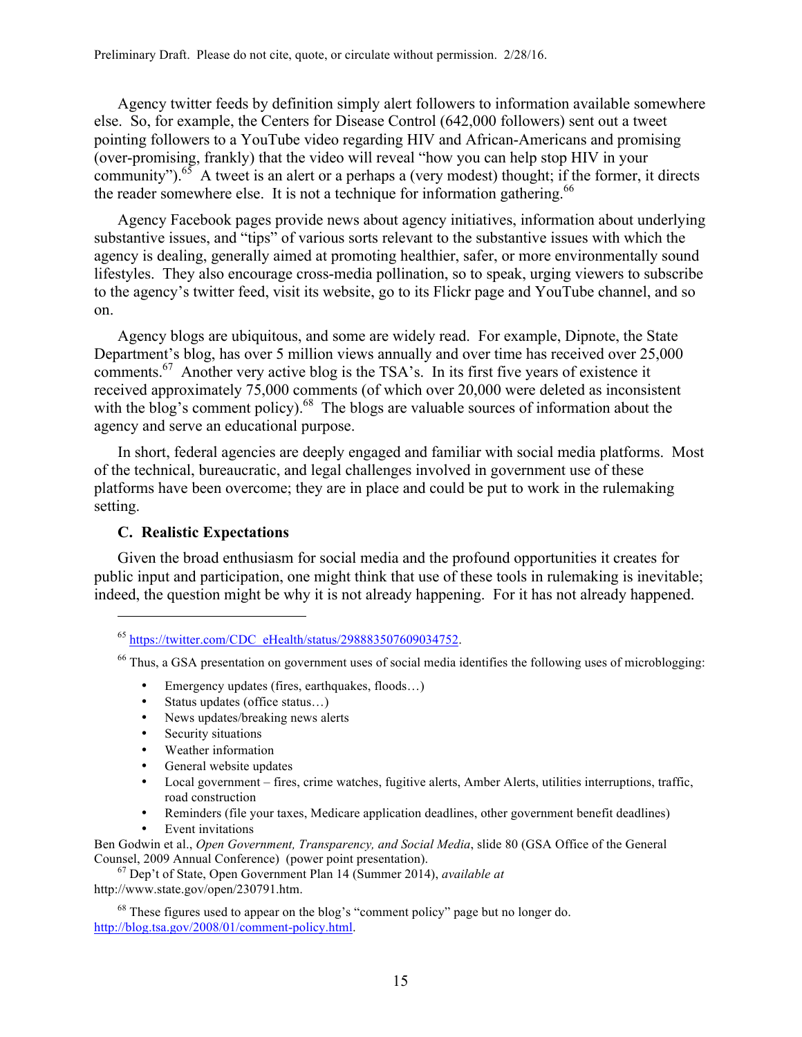Agency twitter feeds by definition simply alert followers to information available somewhere else. So, for example, the Centers for Disease Control (642,000 followers) sent out a tweet pointing followers to a YouTube video regarding HIV and African-Americans and promising (over-promising, frankly) that the video will reveal "how you can help stop HIV in your community").[65] A tweet is an alert or a perhaps a (very modest) thought; if the former, it directs the reader somewhere else. It is not a technique for information gathering.[66]

Agency Facebook pages provide news about agency initiatives, information about underlying substantive issues, and "tips" of various sorts relevant to the substantive issues with which the agency is dealing, generally aimed at promoting healthier, safer, or more environmentally sound lifestyles. They also encourage cross-media pollination, so to speak, urging viewers to subscribe to the agency's twitter feed, visit its website, go to its Flickr page and YouTube channel, and so on.

Agency blogs are ubiquitous, and some are widely read. For example, Dipnote, the State Department's blog, has over 5 million views annually and over time has received over 25,000 comments.[67] Another very active blog is the TSA's. In its first five years of existence it received approximately 75,000 comments (of which over 20,000 were deleted as inconsistent with the blog's comment policy).[68] The blogs are valuable sources of information about the agency and serve an educational purpose.

In short, federal agencies are deeply engaged and familiar with social media platforms. Most of the technical, bureaucratic, and legal challenges involved in government use of these platforms have been overcome; they are in place and could be put to work in the rulemaking setting.

### C. Realistic Expectations

Given the broad enthusiasm for social media and the profound opportunities it creates for public input and participation, one might think that use of these tools in rulemaking is inevitable; indeed, the question might be why it is not already happening. For it has not already happened.

---

[65] https://twitter.com/CDC_eHealth/status/298883507609034752.

[66] Thus, a GSA presentation on government uses of social media identifies the following uses of microblogging:

- Emergency updates (fires, earthquakes, floods…)
- Status updates (office status…)
- News updates/breaking news alerts
- Security situations
- Weather information
- General website updates
- Local government – fires, crime watches, fugitive alerts, Amber Alerts, utilities interruptions, traffic, road construction
- Reminders (file your taxes, Medicare application deadlines, other government benefit deadlines)
- Event invitations

Ben Godwin et al., *Open Government, Transparency, and Social Media*, slide 80 (GSA Office of the General Counsel, 2009 Annual Conference) (power point presentation).

[67] Dep't of State, Open Government Plan 14 (Summer 2014), *available at* http://www.state.gov/open/230791.htm.

[68] These figures used to appear on the blog's "comment policy" page but no longer do. http://blog.tsa.gov/2008/01/comment-policy.html.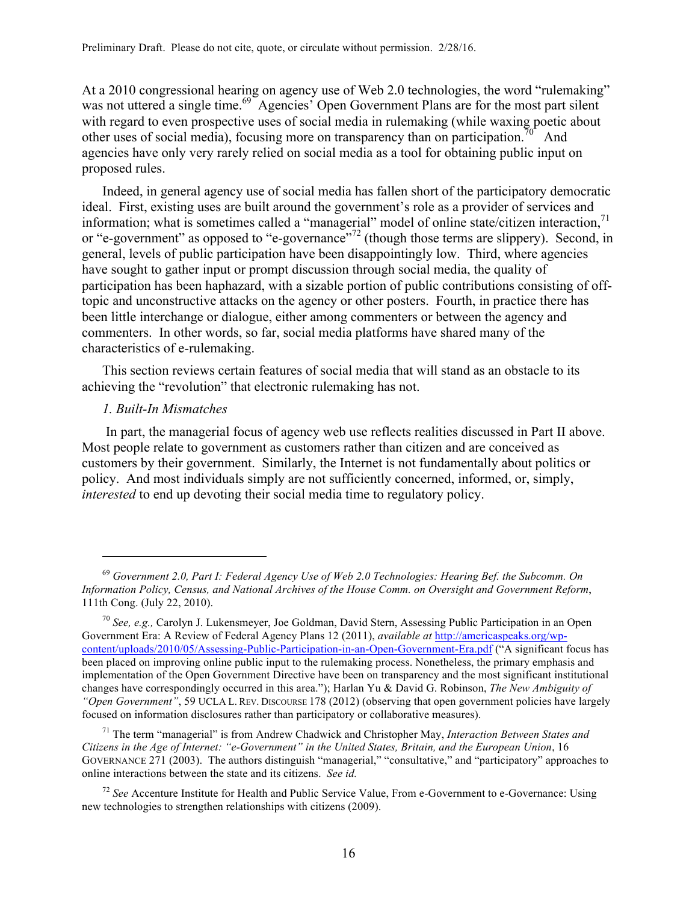At a 2010 congressional hearing on agency use of Web 2.0 technologies, the word "rulemaking" was not uttered a single time.[69] Agencies' Open Government Plans are for the most part silent with regard to even prospective uses of social media in rulemaking (while waxing poetic about other uses of social media), focusing more on transparency than on participation.[70] And agencies have only very rarely relied on social media as a tool for obtaining public input on proposed rules.

Indeed, in general agency use of social media has fallen short of the participatory democratic ideal. First, existing uses are built around the government's role as a provider of services and information; what is sometimes called a "managerial" model of online state/citizen interaction,[71] or "e-government" as opposed to "e-governance"[72] (though those terms are slippery). Second, in general, levels of public participation have been disappointingly low. Third, where agencies have sought to gather input or prompt discussion through social media, the quality of participation has been haphazard, with a sizable portion of public contributions consisting of off-topic and unconstructive attacks on the agency or other posters. Fourth, in practice there has been little interchange or dialogue, either among commenters or between the agency and commenters. In other words, so far, social media platforms have shared many of the characteristics of e-rulemaking.

This section reviews certain features of social media that will stand as an obstacle to its achieving the "revolution" that electronic rulemaking has not.

*1. Built-In Mismatches*

In part, the managerial focus of agency web use reflects realities discussed in Part II above. Most people relate to government as customers rather than citizen and are conceived as customers by their government. Similarly, the Internet is not fundamentally about politics or policy. And most individuals simply are not sufficiently concerned, informed, or, simply, *interested* to end up devoting their social media time to regulatory policy.

---

[69] *Government 2.0, Part I: Federal Agency Use of Web 2.0 Technologies: Hearing Bef. the Subcomm. On Information Policy, Census, and National Archives of the House Comm. on Oversight and Government Reform*, 111th Cong. (July 22, 2010).

[70] *See, e.g.,* Carolyn J. Lukensmeyer, Joe Goldman, David Stern, Assessing Public Participation in an Open Government Era: A Review of Federal Agency Plans 12 (2011), *available at* http://americaspeaks.org/wp-content/uploads/2010/05/Assessing-Public-Participation-in-an-Open-Government-Era.pdf ("A significant focus has been placed on improving online public input to the rulemaking process. Nonetheless, the primary emphasis and implementation of the Open Government Directive have been on transparency and the most significant institutional changes have correspondingly occurred in this area."); Harlan Yu & David G. Robinson, *The New Ambiguity of "Open Government"*, 59 UCLA L. REV. DISCOURSE 178 (2012) (observing that open government policies have largely focused on information disclosures rather than participatory or collaborative measures).

[71] The term "managerial" is from Andrew Chadwick and Christopher May, *Interaction Between States and Citizens in the Age of Internet: "e-Government" in the United States, Britain, and the European Union*, 16 GOVERNANCE 271 (2003). The authors distinguish "managerial," "consultative," and "participatory" approaches to online interactions between the state and its citizens. *See id.*

[72] *See* Accenture Institute for Health and Public Service Value, From e-Government to e-Governance: Using new technologies to strengthen relationships with citizens (2009).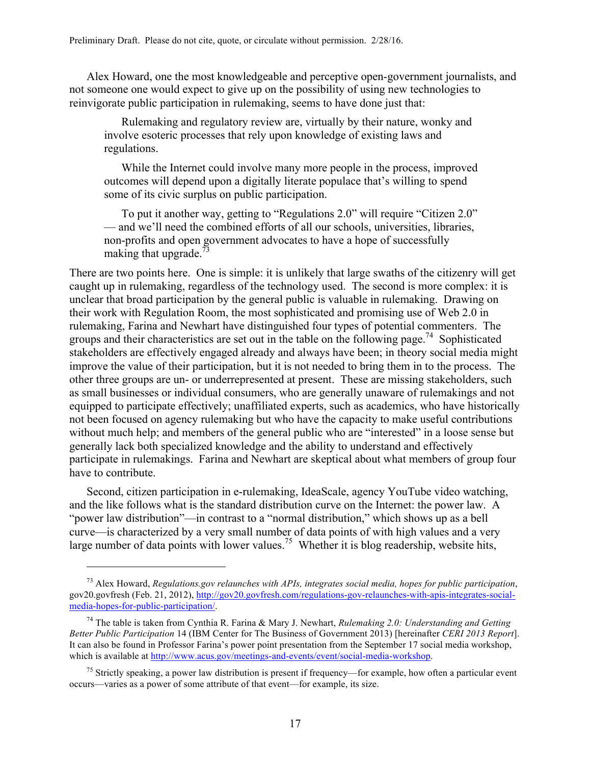Alex Howard, one the most knowledgeable and perceptive open-government journalists, and not someone one would expect to give up on the possibility of using new technologies to reinvigorate public participation in rulemaking, seems to have done just that:

> Rulemaking and regulatory review are, virtually by their nature, wonky and involve esoteric processes that rely upon knowledge of existing laws and regulations.
>
> While the Internet could involve many more people in the process, improved outcomes will depend upon a digitally literate populace that's willing to spend some of its civic surplus on public participation.
>
> To put it another way, getting to "Regulations 2.0" will require "Citizen 2.0" — and we'll need the combined efforts of all our schools, universities, libraries, non-profits and open government advocates to have a hope of successfully making that upgrade.[73]

There are two points here. One is simple: it is unlikely that large swaths of the citizenry will get caught up in rulemaking, regardless of the technology used. The second is more complex: it is unclear that broad participation by the general public is valuable in rulemaking. Drawing on their work with Regulation Room, the most sophisticated and promising use of Web 2.0 in rulemaking, Farina and Newhart have distinguished four types of potential commenters. The groups and their characteristics are set out in the table on the following page.[74] Sophisticated stakeholders are effectively engaged already and always have been; in theory social media might improve the value of their participation, but it is not needed to bring them in to the process. The other three groups are un- or underrepresented at present. These are missing stakeholders, such as small businesses or individual consumers, who are generally unaware of rulemakings and not equipped to participate effectively; unaffiliated experts, such as academics, who have historically not been focused on agency rulemaking but who have the capacity to make useful contributions without much help; and members of the general public who are "interested" in a loose sense but generally lack both specialized knowledge and the ability to understand and effectively participate in rulemakings. Farina and Newhart are skeptical about what members of group four have to contribute.

Second, citizen participation in e-rulemaking, IdeaScale, agency YouTube video watching, and the like follows what is the standard distribution curve on the Internet: the power law. A "power law distribution"—in contrast to a "normal distribution," which shows up as a bell curve—is characterized by a very small number of data points of with high values and a very large number of data points with lower values.[75] Whether it is blog readership, website hits,

---

[73] Alex Howard, *Regulations.gov relaunches with APIs, integrates social media, hopes for public participation*, gov20.govfresh (Feb. 21, 2012), http://gov20.govfresh.com/regulations-gov-relaunches-with-apis-integrates-social-media-hopes-for-public-participation/.

[74] The table is taken from Cynthia R. Farina & Mary J. Newhart, *Rulemaking 2.0: Understanding and Getting Better Public Participation* 14 (IBM Center for The Business of Government 2013) [hereinafter *CERI 2013 Report*]. It can also be found in Professor Farina's power point presentation from the September 17 social media workshop, which is available at http://www.acus.gov/meetings-and-events/event/social-media-workshop.

[75] Strictly speaking, a power law distribution is present if frequency—for example, how often a particular event occurs—varies as a power of some attribute of that event—for example, its size.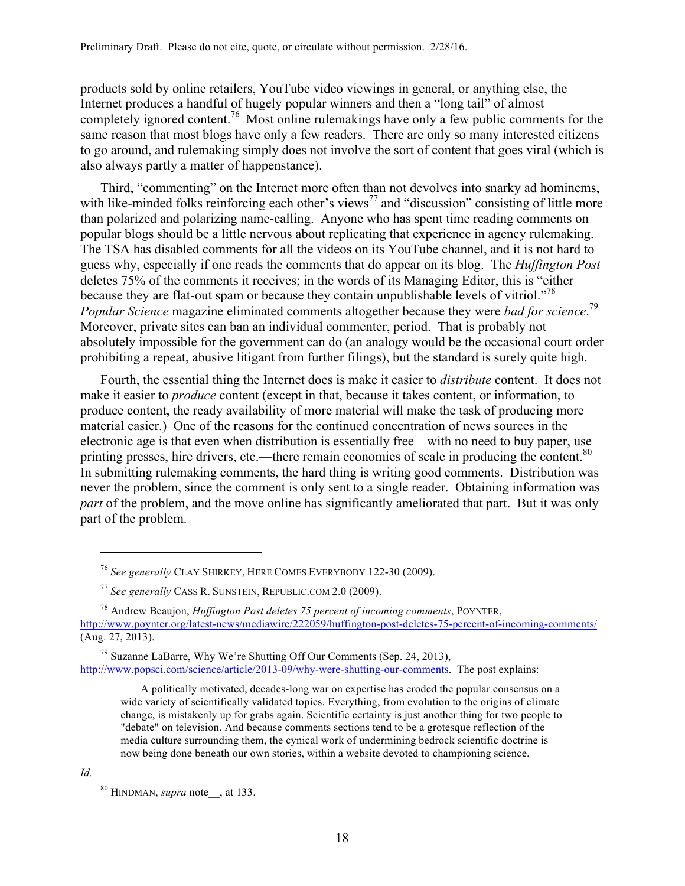products sold by online retailers, YouTube video viewings in general, or anything else, the Internet produces a handful of hugely popular winners and then a "long tail" of almost completely ignored content.[76] Most online rulemakings have only a few public comments for the same reason that most blogs have only a few readers. There are only so many interested citizens to go around, and rulemaking simply does not involve the sort of content that goes viral (which is also always partly a matter of happenstance).

Third, "commenting" on the Internet more often than not devolves into snarky ad hominems, with like-minded folks reinforcing each other's views[77] and "discussion" consisting of little more than polarized and polarizing name-calling. Anyone who has spent time reading comments on popular blogs should be a little nervous about replicating that experience in agency rulemaking. The TSA has disabled comments for all the videos on its YouTube channel, and it is not hard to guess why, especially if one reads the comments that do appear on its blog. The *Huffington Post* deletes 75% of the comments it receives; in the words of its Managing Editor, this is "either because they are flat-out spam or because they contain unpublishable levels of vitriol."[78] *Popular Science* magazine eliminated comments altogether because they were *bad for science*.[79] Moreover, private sites can ban an individual commenter, period. That is probably not absolutely impossible for the government can do (an analogy would be the occasional court order prohibiting a repeat, abusive litigant from further filings), but the standard is surely quite high.

Fourth, the essential thing the Internet does is make it easier to *distribute* content. It does not make it easier to *produce* content (except in that, because it takes content, or information, to produce content, the ready availability of more material will make the task of producing more material easier.) One of the reasons for the continued concentration of news sources in the electronic age is that even when distribution is essentially free—with no need to buy paper, use printing presses, hire drivers, etc.—there remain economies of scale in producing the content.[80] In submitting rulemaking comments, the hard thing is writing good comments. Distribution was never the problem, since the comment is only sent to a single reader. Obtaining information was *part* of the problem, and the move online has significantly ameliorated that part. But it was only part of the problem.

---

[76] *See generally* CLAY SHIRKEY, HERE COMES EVERYBODY 122-30 (2009).

[77] *See generally* CASS R. SUNSTEIN, REPUBLIC.COM 2.0 (2009).

[78] Andrew Beaujon, *Huffington Post deletes 75 percent of incoming comments*, POYNTER, http://www.poynter.org/latest-news/mediawire/222059/huffington-post-deletes-75-percent-of-incoming-comments/ (Aug. 27, 2013).

[79] Suzanne LaBarre, Why We're Shutting Off Our Comments (Sep. 24, 2013), http://www.popsci.com/science/article/2013-09/why-were-shutting-our-comments. The post explains:

> A politically motivated, decades-long war on expertise has eroded the popular consensus on a wide variety of scientifically validated topics. Everything, from evolution to the origins of climate change, is mistakenly up for grabs again. Scientific certainty is just another thing for two people to "debate" on television. And because comments sections tend to be a grotesque reflection of the media culture surrounding them, the cynical work of undermining bedrock scientific doctrine is now being done beneath our own stories, within a website devoted to championing science.

*Id.*

[80] HINDMAN, *supra* note__, at 133.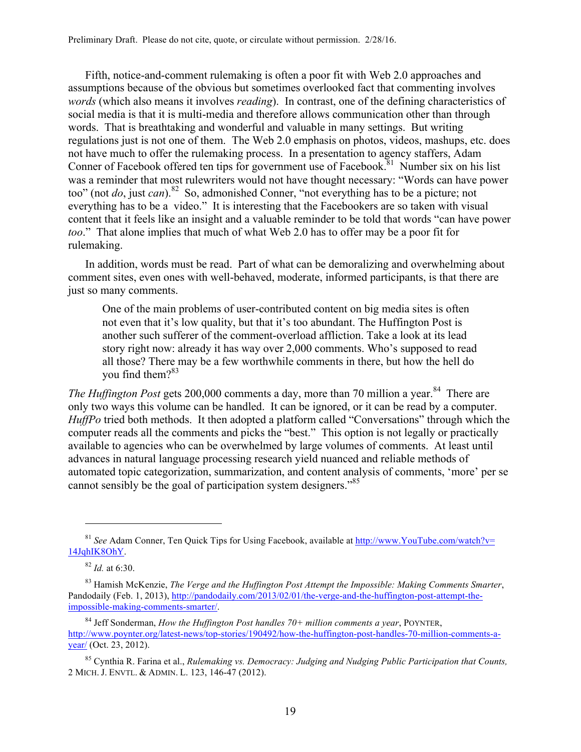Fifth, notice-and-comment rulemaking is often a poor fit with Web 2.0 approaches and assumptions because of the obvious but sometimes overlooked fact that commenting involves *words* (which also means it involves *reading*). In contrast, one of the defining characteristics of social media is that it is multi-media and therefore allows communication other than through words. That is breathtaking and wonderful and valuable in many settings. But writing regulations just is not one of them. The Web 2.0 emphasis on photos, videos, mashups, etc. does not have much to offer the rulemaking process. In a presentation to agency staffers, Adam Conner of Facebook offered ten tips for government use of Facebook.[81] Number six on his list was a reminder that most rulewriters would not have thought necessary: "Words can have power too" (not *do*, just *can*).[82] So, admonished Conner, "not everything has to be a picture; not everything has to be a video." It is interesting that the Facebookers are so taken with visual content that it feels like an insight and a valuable reminder to be told that words "can have power *too*." That alone implies that much of what Web 2.0 has to offer may be a poor fit for rulemaking.

In addition, words must be read. Part of what can be demoralizing and overwhelming about comment sites, even ones with well-behaved, moderate, informed participants, is that there are just so many comments.

> One of the main problems of user-contributed content on big media sites is often not even that it's low quality, but that it's too abundant. The Huffington Post is another such sufferer of the comment-overload affliction. Take a look at its lead story right now: already it has way over 2,000 comments. Who's supposed to read all those? There may be a few worthwhile comments in there, but how the hell do you find them?[83]

*The Huffington Post* gets 200,000 comments a day, more than 70 million a year.[84] There are only two ways this volume can be handled. It can be ignored, or it can be read by a computer. *HuffPo* tried both methods. It then adopted a platform called "Conversations" through which the computer reads all the comments and picks the "best." This option is not legally or practically available to agencies who can be overwhelmed by large volumes of comments. At least until advances in natural language processing research yield nuanced and reliable methods of automated topic categorization, summarization, and content analysis of comments, 'more' per se cannot sensibly be the goal of participation system designers."[85]

---

[81] *See* Adam Conner, Ten Quick Tips for Using Facebook, available at http://www.YouTube.com/watch?v=14JqhIK8OhY.

[82] *Id.* at 6:30.

[83] Hamish McKenzie, *The Verge and the Huffington Post Attempt the Impossible: Making Comments Smarter*, Pandodaily (Feb. 1, 2013), http://pandodaily.com/2013/02/01/the-verge-and-the-huffington-post-attempt-the-impossible-making-comments-smarter/.

[84] Jeff Sonderman, *How the Huffington Post handles 70+ million comments a year*, POYNTER, http://www.poynter.org/latest-news/top-stories/190492/how-the-huffington-post-handles-70-million-comments-a-year/ (Oct. 23, 2012).

[85] Cynthia R. Farina et al., *Rulemaking vs. Democracy: Judging and Nudging Public Participation that Counts,* 2 MICH. J. ENVTL. & ADMIN. L. 123, 146-47 (2012).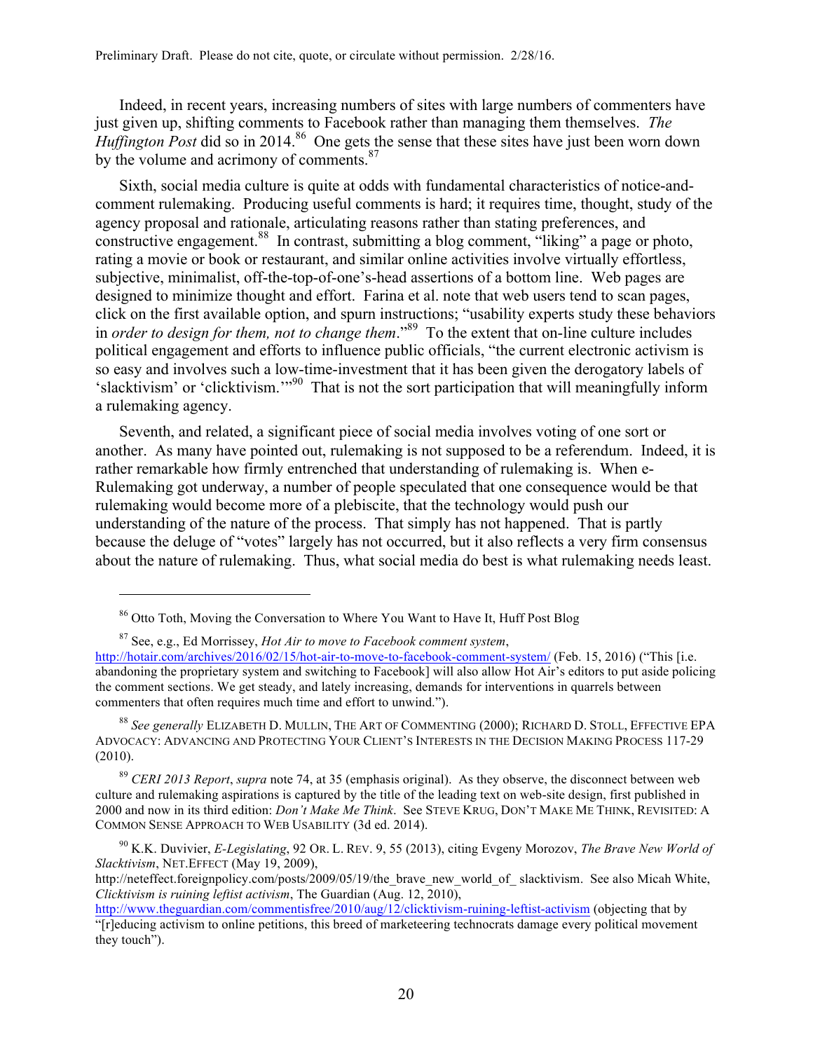Indeed, in recent years, increasing numbers of sites with large numbers of commenters have just given up, shifting comments to Facebook rather than managing them themselves. *The Huffington Post* did so in 2014.[86] One gets the sense that these sites have just been worn down by the volume and acrimony of comments.[87]

Sixth, social media culture is quite at odds with fundamental characteristics of notice-and-comment rulemaking. Producing useful comments is hard; it requires time, thought, study of the agency proposal and rationale, articulating reasons rather than stating preferences, and constructive engagement.[88] In contrast, submitting a blog comment, "liking" a page or photo, rating a movie or book or restaurant, and similar online activities involve virtually effortless, subjective, minimalist, off-the-top-of-one's-head assertions of a bottom line. Web pages are designed to minimize thought and effort. Farina et al. note that web users tend to scan pages, click on the first available option, and spurn instructions; "usability experts study these behaviors in *order to design for them, not to change them*."[89] To the extent that on-line culture includes political engagement and efforts to influence public officials, "the current electronic activism is so easy and involves such a low-time-investment that it has been given the derogatory labels of 'slacktivism' or 'clicktivism.'"[90] That is not the sort participation that will meaningfully inform a rulemaking agency.

Seventh, and related, a significant piece of social media involves voting of one sort or another. As many have pointed out, rulemaking is not supposed to be a referendum. Indeed, it is rather remarkable how firmly entrenched that understanding of rulemaking is. When e-Rulemaking got underway, a number of people speculated that one consequence would be that rulemaking would become more of a plebiscite, that the technology would push our understanding of the nature of the process. That simply has not happened. That is partly because the deluge of "votes" largely has not occurred, but it also reflects a very firm consensus about the nature of rulemaking. Thus, what social media do best is what rulemaking needs least.

---

[86] Otto Toth, Moving the Conversation to Where You Want to Have It, Huff Post Blog

[87] See, e.g., Ed Morrissey, *Hot Air to move to Facebook comment system*, http://hotair.com/archives/2016/02/15/hot-air-to-move-to-facebook-comment-system/ (Feb. 15, 2016) ("This [i.e. abandoning the proprietary system and switching to Facebook] will also allow Hot Air's editors to put aside policing the comment sections. We get steady, and lately increasing, demands for interventions in quarrels between commenters that often requires much time and effort to unwind.").

[88] *See generally* ELIZABETH D. MULLIN, THE ART OF COMMENTING (2000); RICHARD D. STOLL, EFFECTIVE EPA ADVOCACY: ADVANCING AND PROTECTING YOUR CLIENT'S INTERESTS IN THE DECISION MAKING PROCESS 117-29 (2010).

[89] *CERI 2013 Report*, *supra* note 74, at 35 (emphasis original). As they observe, the disconnect between web culture and rulemaking aspirations is captured by the title of the leading text on web-site design, first published in 2000 and now in its third edition: *Don't Make Me Think*. See STEVE KRUG, DON'T MAKE ME THINK, REVISITED: A COMMON SENSE APPROACH TO WEB USABILITY (3d ed. 2014).

[90] K.K. Duvivier, *E-Legislating*, 92 OR. L. REV. 9, 55 (2013), citing Evgeny Morozov, *The Brave New World of Slacktivism*, NET.EFFECT (May 19, 2009), http://neteffect.foreignpolicy.com/posts/2009/05/19/the_brave_new_world_of_ slacktivism. See also Micah White, *Clicktivism is ruining leftist activism*, The Guardian (Aug. 12, 2010), http://www.theguardian.com/commentisfree/2010/aug/12/clicktivism-ruining-leftist-activism (objecting that by "[r]educing activism to online petitions, this breed of marketeering technocrats damage every political movement they touch").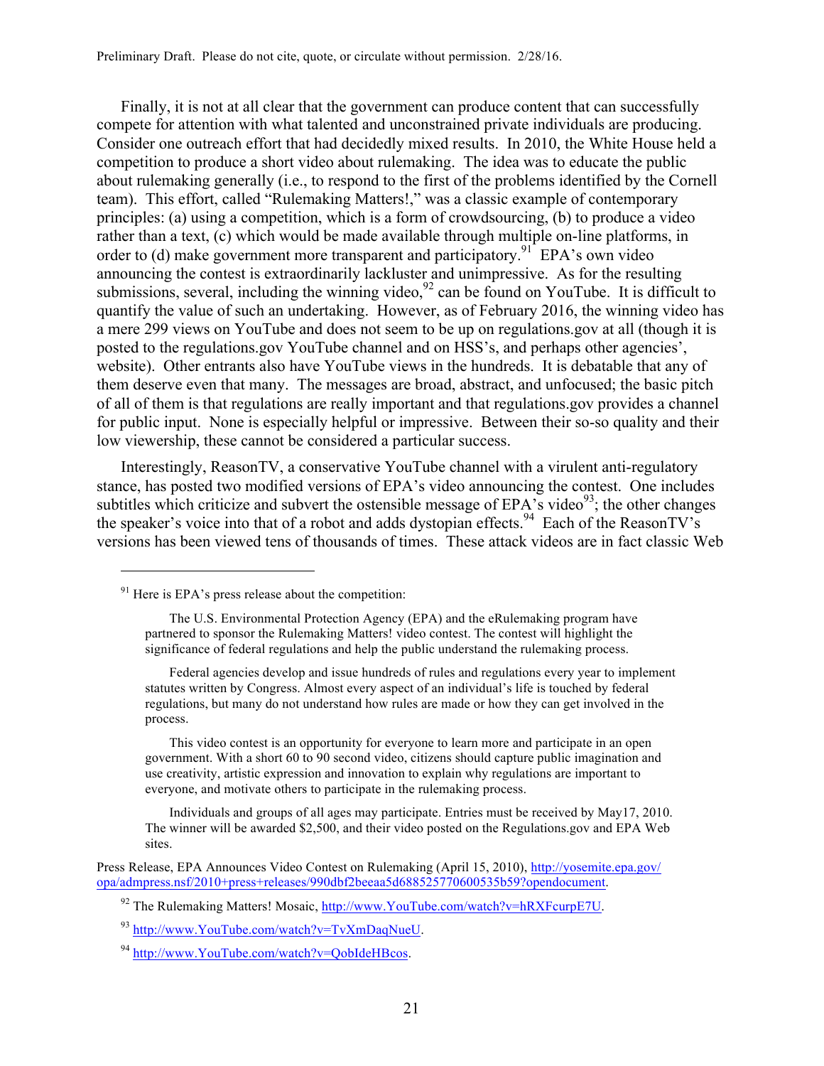Finally, it is not at all clear that the government can produce content that can successfully compete for attention with what talented and unconstrained private individuals are producing. Consider one outreach effort that had decidedly mixed results. In 2010, the White House held a competition to produce a short video about rulemaking. The idea was to educate the public about rulemaking generally (i.e., to respond to the first of the problems identified by the Cornell team). This effort, called "Rulemaking Matters!," was a classic example of contemporary principles: (a) using a competition, which is a form of crowdsourcing, (b) to produce a video rather than a text, (c) which would be made available through multiple on-line platforms, in order to (d) make government more transparent and participatory.[91] EPA's own video announcing the contest is extraordinarily lackluster and unimpressive. As for the resulting submissions, several, including the winning video,[92] can be found on YouTube. It is difficult to quantify the value of such an undertaking. However, as of February 2016, the winning video has a mere 299 views on YouTube and does not seem to be up on regulations.gov at all (though it is posted to the regulations.gov YouTube channel and on HSS's, and perhaps other agencies', website). Other entrants also have YouTube views in the hundreds. It is debatable that any of them deserve even that many. The messages are broad, abstract, and unfocused; the basic pitch of all of them is that regulations are really important and that regulations.gov provides a channel for public input. None is especially helpful or impressive. Between their so-so quality and their low viewership, these cannot be considered a particular success.

Interestingly, ReasonTV, a conservative YouTube channel with a virulent anti-regulatory stance, has posted two modified versions of EPA's video announcing the contest. One includes subtitles which criticize and subvert the ostensible message of EPA's video[93]; the other changes the speaker's voice into that of a robot and adds dystopian effects.[94] Each of the ReasonTV's versions has been viewed tens of thousands of times. These attack videos are in fact classic Web

---

[91] Here is EPA's press release about the competition:

> The U.S. Environmental Protection Agency (EPA) and the eRulemaking program have partnered to sponsor the Rulemaking Matters! video contest. The contest will highlight the significance of federal regulations and help the public understand the rulemaking process.
>
> Federal agencies develop and issue hundreds of rules and regulations every year to implement statutes written by Congress. Almost every aspect of an individual's life is touched by federal regulations, but many do not understand how rules are made or how they can get involved in the process.
>
> This video contest is an opportunity for everyone to learn more and participate in an open government. With a short 60 to 90 second video, citizens should capture public imagination and use creativity, artistic expression and innovation to explain why regulations are important to everyone, and motivate others to participate in the rulemaking process.
>
> Individuals and groups of all ages may participate. Entries must be received by May17, 2010. The winner will be awarded $2,500, and their video posted on the Regulations.gov and EPA Web sites.

Press Release, EPA Announces Video Contest on Rulemaking (April 15, 2010), http://yosemite.epa.gov/opa/admpress.nsf/2010+press+releases/990dbf2beeaa5d688525770600535b59?opendocument.

[92] The Rulemaking Matters! Mosaic, http://www.YouTube.com/watch?v=hRXFcurpE7U.

[93] http://www.YouTube.com/watch?v=TvXmDaqNueU.

[94] http://www.YouTube.com/watch?v=QobIdeHBcos.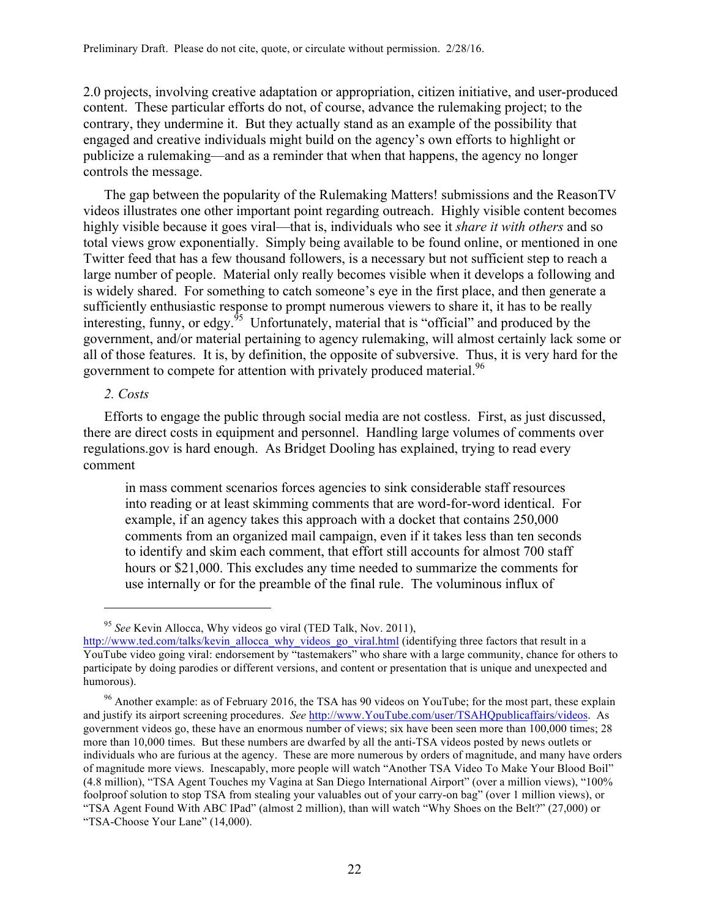2.0 projects, involving creative adaptation or appropriation, citizen initiative, and user-produced content. These particular efforts do not, of course, advance the rulemaking project; to the contrary, they undermine it. But they actually stand as an example of the possibility that engaged and creative individuals might build on the agency's own efforts to highlight or publicize a rulemaking—and as a reminder that when that happens, the agency no longer controls the message.

The gap between the popularity of the Rulemaking Matters! submissions and the ReasonTV videos illustrates one other important point regarding outreach. Highly visible content becomes highly visible because it goes viral—that is, individuals who see it *share it with others* and so total views grow exponentially. Simply being available to be found online, or mentioned in one Twitter feed that has a few thousand followers, is a necessary but not sufficient step to reach a large number of people. Material only really becomes visible when it develops a following and is widely shared. For something to catch someone's eye in the first place, and then generate a sufficiently enthusiastic response to prompt numerous viewers to share it, it has to be really interesting, funny, or edgy.[95] Unfortunately, material that is "official" and produced by the government, and/or material pertaining to agency rulemaking, will almost certainly lack some or all of those features. It is, by definition, the opposite of subversive. Thus, it is very hard for the government to compete for attention with privately produced material.[96]

*2. Costs*

Efforts to engage the public through social media are not costless. First, as just discussed, there are direct costs in equipment and personnel. Handling large volumes of comments over regulations.gov is hard enough. As Bridget Dooling has explained, trying to read every comment

> in mass comment scenarios forces agencies to sink considerable staff resources into reading or at least skimming comments that are word-for-word identical. For example, if an agency takes this approach with a docket that contains 250,000 comments from an organized mail campaign, even if it takes less than ten seconds to identify and skim each comment, that effort still accounts for almost 700 staff hours or $21,000. This excludes any time needed to summarize the comments for use internally or for the preamble of the final rule. The voluminous influx of

---

[95] *See* Kevin Allocca, Why videos go viral (TED Talk, Nov. 2011), http://www.ted.com/talks/kevin_allocca_why_videos_go_viral.html (identifying three factors that result in a YouTube video going viral: endorsement by "tastemakers" who share with a large community, chance for others to participate by doing parodies or different versions, and content or presentation that is unique and unexpected and humorous).

[96] Another example: as of February 2016, the TSA has 90 videos on YouTube; for the most part, these explain and justify its airport screening procedures. *See* http://www.YouTube.com/user/TSAHQpublicaffairs/videos. As government videos go, these have an enormous number of views; six have been seen more than 100,000 times; 28 more than 10,000 times. But these numbers are dwarfed by all the anti-TSA videos posted by news outlets or individuals who are furious at the agency. These are more numerous by orders of magnitude, and many have orders of magnitude more views. Inescapably, more people will watch "Another TSA Video To Make Your Blood Boil" (4.8 million), "TSA Agent Touches my Vagina at San Diego International Airport" (over a million views), "100% foolproof solution to stop TSA from stealing your valuables out of your carry-on bag" (over 1 million views), or "TSA Agent Found With ABC IPad" (almost 2 million), than will watch "Why Shoes on the Belt?" (27,000) or "TSA-Choose Your Lane" (14,000).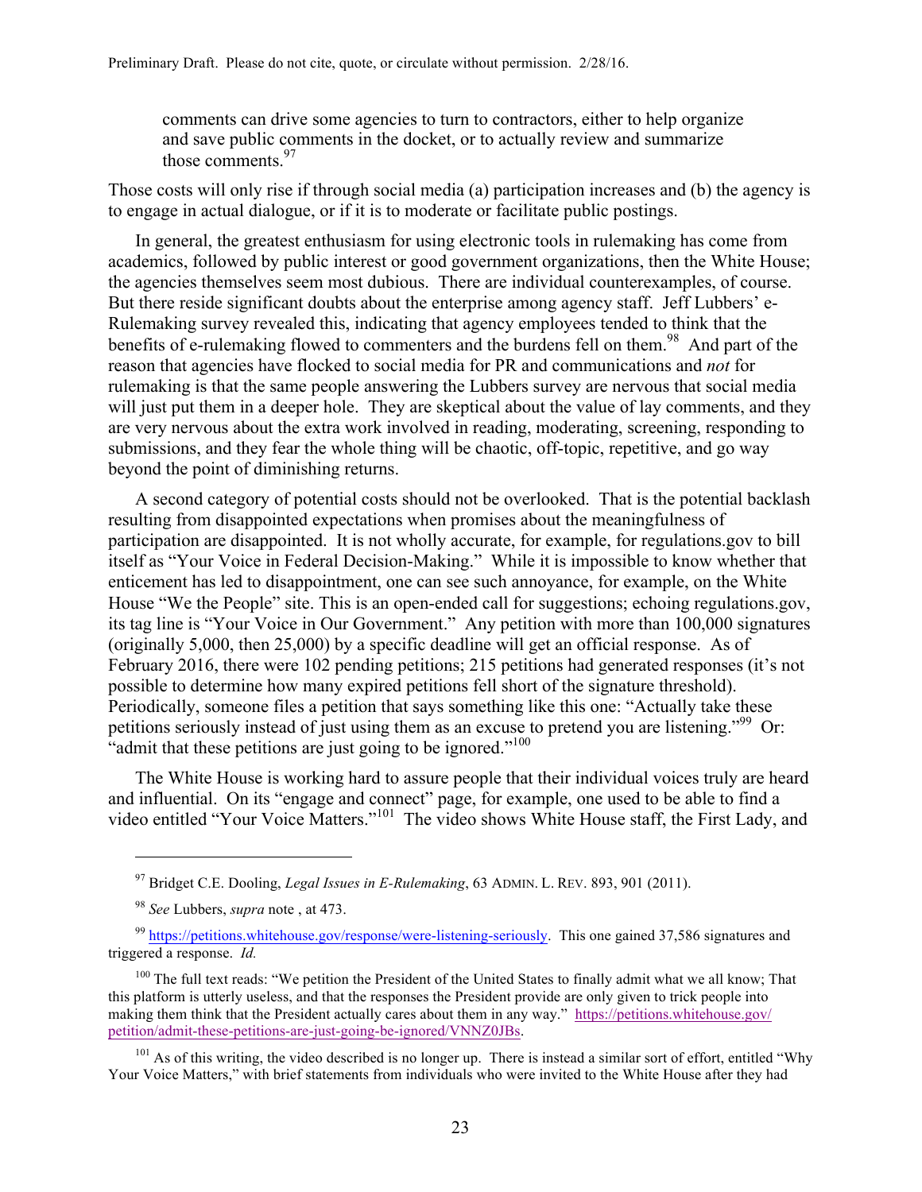> comments can drive some agencies to turn to contractors, either to help organize and save public comments in the docket, or to actually review and summarize those comments.[97]

Those costs will only rise if through social media (a) participation increases and (b) the agency is to engage in actual dialogue, or if it is to moderate or facilitate public postings.

In general, the greatest enthusiasm for using electronic tools in rulemaking has come from academics, followed by public interest or good government organizations, then the White House; the agencies themselves seem most dubious. There are individual counterexamples, of course. But there reside significant doubts about the enterprise among agency staff. Jeff Lubbers' e-Rulemaking survey revealed this, indicating that agency employees tended to think that the benefits of e-rulemaking flowed to commenters and the burdens fell on them.[98] And part of the reason that agencies have flocked to social media for PR and communications and *not* for rulemaking is that the same people answering the Lubbers survey are nervous that social media will just put them in a deeper hole. They are skeptical about the value of lay comments, and they are very nervous about the extra work involved in reading, moderating, screening, responding to submissions, and they fear the whole thing will be chaotic, off-topic, repetitive, and go way beyond the point of diminishing returns.

A second category of potential costs should not be overlooked. That is the potential backlash resulting from disappointed expectations when promises about the meaningfulness of participation are disappointed. It is not wholly accurate, for example, for regulations.gov to bill itself as "Your Voice in Federal Decision-Making." While it is impossible to know whether that enticement has led to disappointment, one can see such annoyance, for example, on the White House "We the People" site. This is an open-ended call for suggestions; echoing regulations.gov, its tag line is "Your Voice in Our Government." Any petition with more than 100,000 signatures (originally 5,000, then 25,000) by a specific deadline will get an official response. As of February 2016, there were 102 pending petitions; 215 petitions had generated responses (it's not possible to determine how many expired petitions fell short of the signature threshold). Periodically, someone files a petition that says something like this one: "Actually take these petitions seriously instead of just using them as an excuse to pretend you are listening."[99] Or: "admit that these petitions are just going to be ignored."[100]

The White House is working hard to assure people that their individual voices truly are heard and influential. On its "engage and connect" page, for example, one used to be able to find a video entitled "Your Voice Matters."[101] The video shows White House staff, the First Lady, and

---

[97] Bridget C.E. Dooling, *Legal Issues in E-Rulemaking*, 63 ADMIN. L. REV. 893, 901 (2011).

[98] *See* Lubbers, *supra* note , at 473.

[99] https://petitions.whitehouse.gov/response/were-listening-seriously. This one gained 37,586 signatures and triggered a response. *Id.*

[100] The full text reads: "We petition the President of the United States to finally admit what we all know; That this platform is utterly useless, and that the responses the President provide are only given to trick people into making them think that the President actually cares about them in any way." https://petitions.whitehouse.gov/petition/admit-these-petitions-are-just-going-be-ignored/VNNZ0JBs.

[101] As of this writing, the video described is no longer up. There is instead a similar sort of effort, entitled "Why Your Voice Matters," with brief statements from individuals who were invited to the White House after they had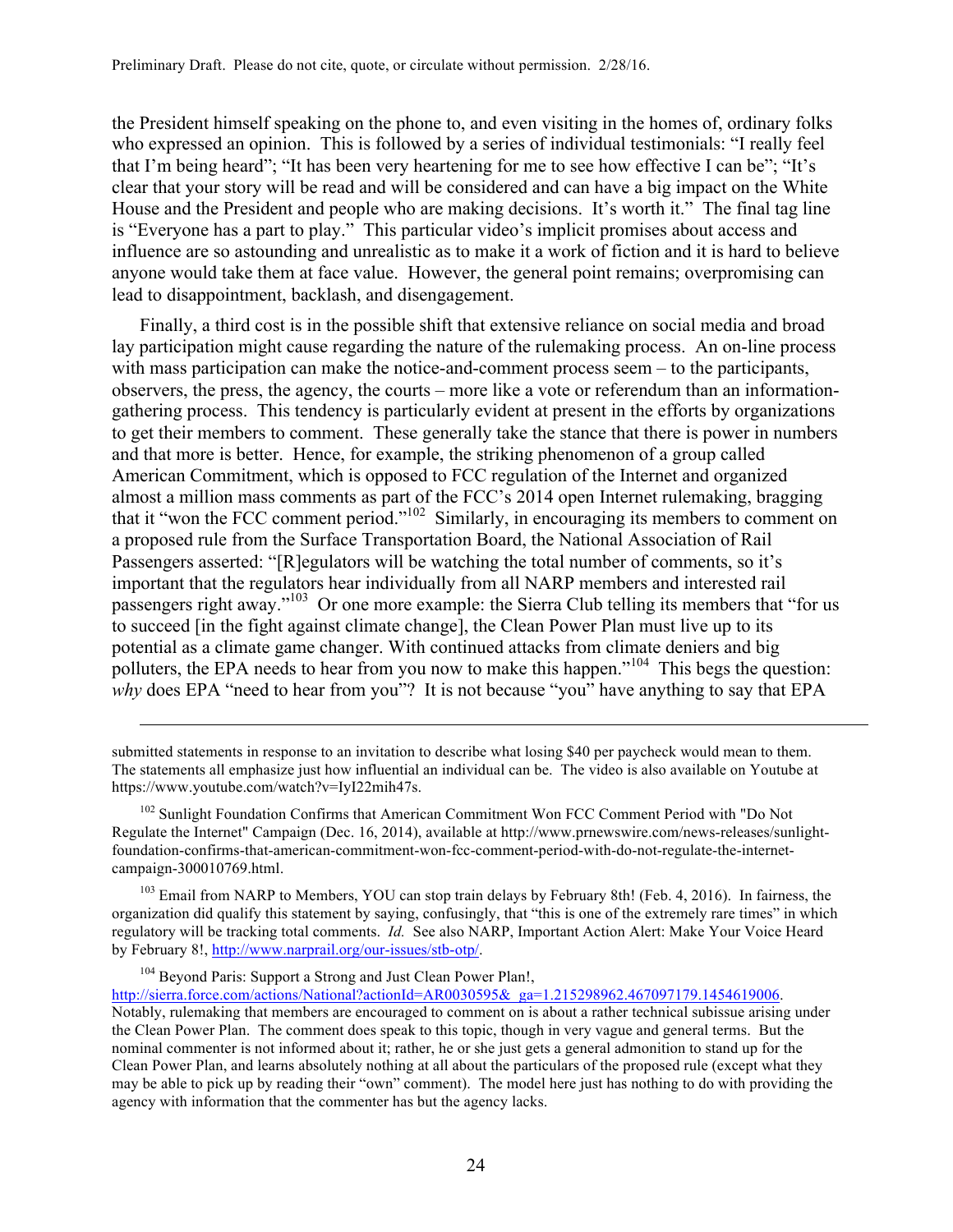the President himself speaking on the phone to, and even visiting in the homes of, ordinary folks who expressed an opinion. This is followed by a series of individual testimonials: "I really feel that I'm being heard"; "It has been very heartening for me to see how effective I can be"; "It's clear that your story will be read and will be considered and can have a big impact on the White House and the President and people who are making decisions. It's worth it." The final tag line is "Everyone has a part to play." This particular video's implicit promises about access and influence are so astounding and unrealistic as to make it a work of fiction and it is hard to believe anyone would take them at face value. However, the general point remains; overpromising can lead to disappointment, backlash, and disengagement.

Finally, a third cost is in the possible shift that extensive reliance on social media and broad lay participation might cause regarding the nature of the rulemaking process. An on-line process with mass participation can make the notice-and-comment process seem – to the participants, observers, the press, the agency, the courts – more like a vote or referendum than an information-gathering process. This tendency is particularly evident at present in the efforts by organizations to get their members to comment. These generally take the stance that there is power in numbers and that more is better. Hence, for example, the striking phenomenon of a group called American Commitment, which is opposed to FCC regulation of the Internet and organized almost a million mass comments as part of the FCC's 2014 open Internet rulemaking, bragging that it "won the FCC comment period."[102] Similarly, in encouraging its members to comment on a proposed rule from the Surface Transportation Board, the National Association of Rail Passengers asserted: "[R]egulators will be watching the total number of comments, so it's important that the regulators hear individually from all NARP members and interested rail passengers right away."[103] Or one more example: the Sierra Club telling its members that "for us to succeed [in the fight against climate change], the Clean Power Plan must live up to its potential as a climate game changer. With continued attacks from climate deniers and big polluters, the EPA needs to hear from you now to make this happen."[104] This begs the question: *why* does EPA "need to hear from you"? It is not because "you" have anything to say that EPA

---

submitted statements in response to an invitation to describe what losing $40 per paycheck would mean to them. The statements all emphasize just how influential an individual can be. The video is also available on Youtube at https://www.youtube.com/watch?v=IyI22mih47s.

[102] Sunlight Foundation Confirms that American Commitment Won FCC Comment Period with "Do Not Regulate the Internet" Campaign (Dec. 16, 2014), available at http://www.prnewswire.com/news-releases/sunlight-foundation-confirms-that-american-commitment-won-fcc-comment-period-with-do-not-regulate-the-internet-campaign-300010769.html.

[103] Email from NARP to Members, YOU can stop train delays by February 8th! (Feb. 4, 2016). In fairness, the organization did qualify this statement by saying, confusingly, that "this is one of the extremely rare times" in which regulatory will be tracking total comments. *Id.* See also NARP, Important Action Alert: Make Your Voice Heard by February 8!, http://www.narprail.org/our-issues/stb-otp/.

[104] Beyond Paris: Support a Strong and Just Clean Power Plan!, http://sierra.force.com/actions/National?actionId=AR0030595&_ga=1.215298962.467097179.1454619006. Notably, rulemaking that members are encouraged to comment on is about a rather technical subissue arising under the Clean Power Plan. The comment does speak to this topic, though in very vague and general terms. But the nominal commenter is not informed about it; rather, he or she just gets a general admonition to stand up for the Clean Power Plan, and learns absolutely nothing at all about the particulars of the proposed rule (except what they may be able to pick up by reading their "own" comment). The model here just has nothing to do with providing the agency with information that the commenter has but the agency lacks.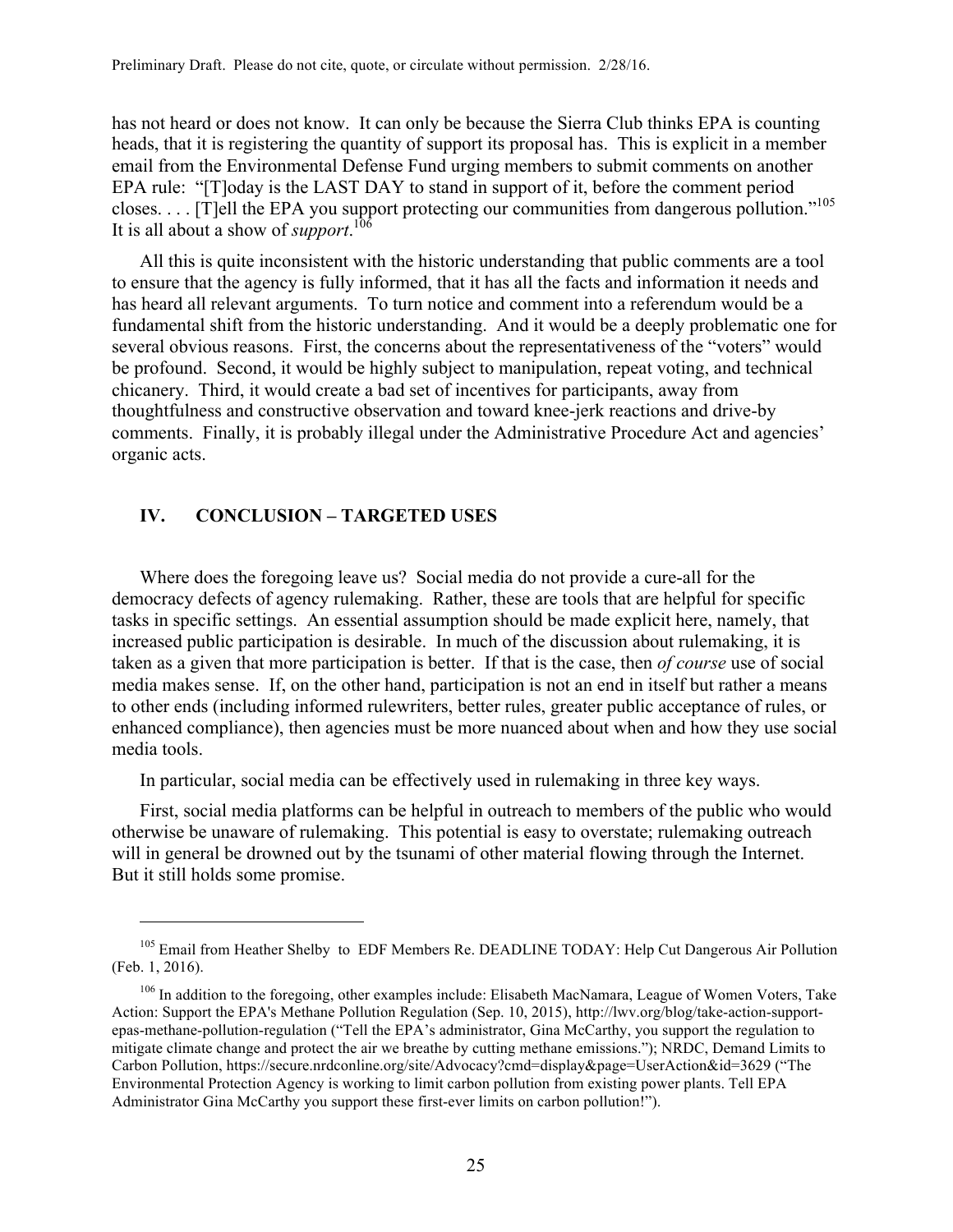has not heard or does not know. It can only be because the Sierra Club thinks EPA is counting heads, that it is registering the quantity of support its proposal has. This is explicit in a member email from the Environmental Defense Fund urging members to submit comments on another EPA rule: "[T]oday is the LAST DAY to stand in support of it, before the comment period closes. . . . [T]ell the EPA you support protecting our communities from dangerous pollution."[105] It is all about a show of *support*.[106]

All this is quite inconsistent with the historic understanding that public comments are a tool to ensure that the agency is fully informed, that it has all the facts and information it needs and has heard all relevant arguments. To turn notice and comment into a referendum would be a fundamental shift from the historic understanding. And it would be a deeply problematic one for several obvious reasons. First, the concerns about the representativeness of the "voters" would be profound. Second, it would be highly subject to manipulation, repeat voting, and technical chicanery. Third, it would create a bad set of incentives for participants, away from thoughtfulness and constructive observation and toward knee-jerk reactions and drive-by comments. Finally, it is probably illegal under the Administrative Procedure Act and agencies' organic acts.

## IV. CONCLUSION – TARGETED USES

Where does the foregoing leave us? Social media do not provide a cure-all for the democracy defects of agency rulemaking. Rather, these are tools that are helpful for specific tasks in specific settings. An essential assumption should be made explicit here, namely, that increased public participation is desirable. In much of the discussion about rulemaking, it is taken as a given that more participation is better. If that is the case, then *of course* use of social media makes sense. If, on the other hand, participation is not an end in itself but rather a means to other ends (including informed rulewriters, better rules, greater public acceptance of rules, or enhanced compliance), then agencies must be more nuanced about when and how they use social media tools.

In particular, social media can be effectively used in rulemaking in three key ways.

First, social media platforms can be helpful in outreach to members of the public who would otherwise be unaware of rulemaking. This potential is easy to overstate; rulemaking outreach will in general be drowned out by the tsunami of other material flowing through the Internet. But it still holds some promise.

---

[105] Email from Heather Shelby to EDF Members Re. DEADLINE TODAY: Help Cut Dangerous Air Pollution (Feb. 1, 2016).

[106] In addition to the foregoing, other examples include: Elisabeth MacNamara, League of Women Voters, Take Action: Support the EPA's Methane Pollution Regulation (Sep. 10, 2015), http://lwv.org/blog/take-action-support-epas-methane-pollution-regulation ("Tell the EPA's administrator, Gina McCarthy, you support the regulation to mitigate climate change and protect the air we breathe by cutting methane emissions."); NRDC, Demand Limits to Carbon Pollution, https://secure.nrdconline.org/site/Advocacy?cmd=display&page=UserAction&id=3629 ("The Environmental Protection Agency is working to limit carbon pollution from existing power plants. Tell EPA Administrator Gina McCarthy you support these first-ever limits on carbon pollution!").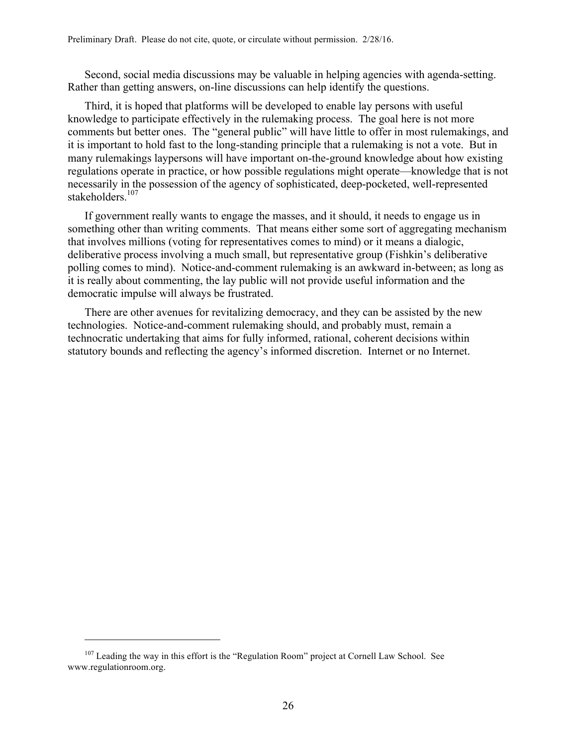Second, social media discussions may be valuable in helping agencies with agenda-setting. Rather than getting answers, on-line discussions can help identify the questions.

Third, it is hoped that platforms will be developed to enable lay persons with useful knowledge to participate effectively in the rulemaking process. The goal here is not more comments but better ones. The "general public" will have little to offer in most rulemakings, and it is important to hold fast to the long-standing principle that a rulemaking is not a vote. But in many rulemakings laypersons will have important on-the-ground knowledge about how existing regulations operate in practice, or how possible regulations might operate—knowledge that is not necessarily in the possession of the agency of sophisticated, deep-pocketed, well-represented stakeholders.[107]

If government really wants to engage the masses, and it should, it needs to engage us in something other than writing comments. That means either some sort of aggregating mechanism that involves millions (voting for representatives comes to mind) or it means a dialogic, deliberative process involving a much small, but representative group (Fishkin's deliberative polling comes to mind). Notice-and-comment rulemaking is an awkward in-between; as long as it is really about commenting, the lay public will not provide useful information and the democratic impulse will always be frustrated.

There are other avenues for revitalizing democracy, and they can be assisted by the new technologies. Notice-and-comment rulemaking should, and probably must, remain a technocratic undertaking that aims for fully informed, rational, coherent decisions within statutory bounds and reflecting the agency's informed discretion. Internet or no Internet.

[107] Leading the way in this effort is the "Regulation Room" project at Cornell Law School. See www.regulationroom.org.